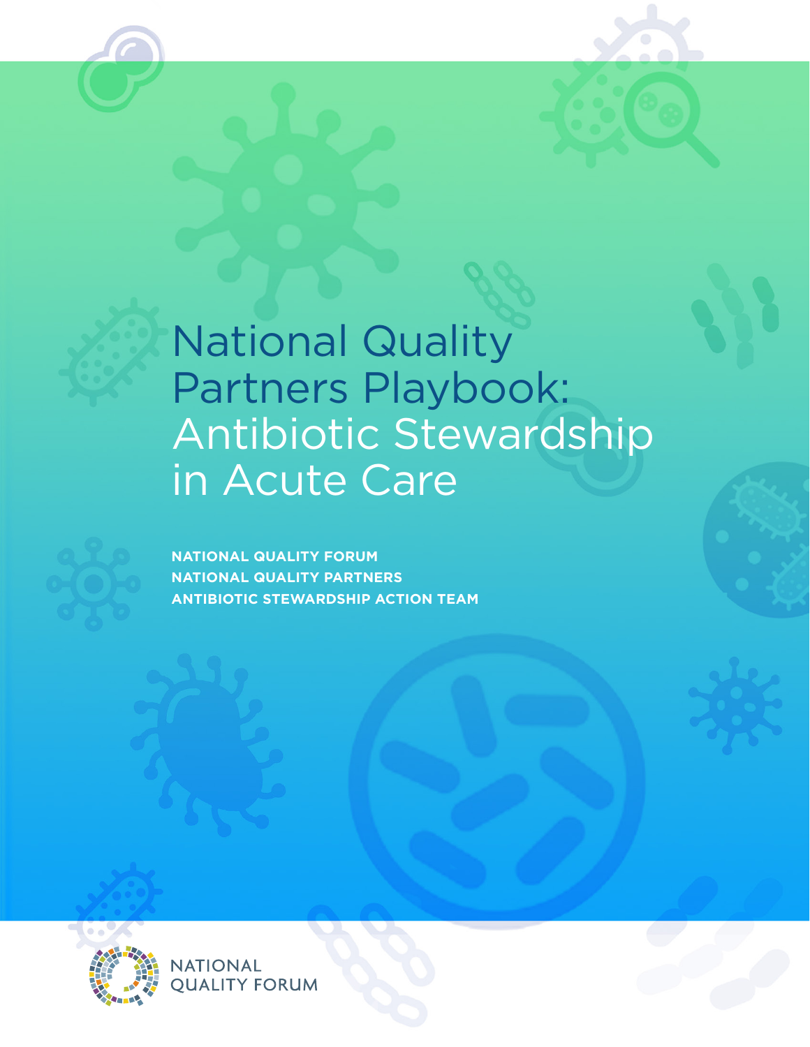# National Quality Partners Playbook: Antibiotic Stewardship in Acute Care

**NATIONAL QUALITY FORUM**
**NATIONAL QUALITY PARTNERS**
**ANTIBIOTIC STEWARDSHIP ACTION TEAM**

NATIONAL QUALITY FORUM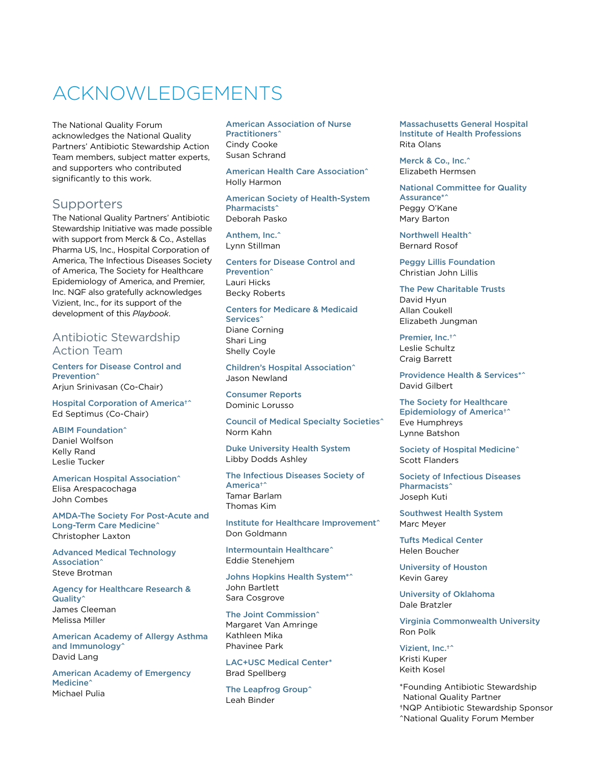# ACKNOWLEDGEMENTS

The National Quality Forum acknowledges the National Quality Partners' Antibiotic Stewardship Action Team members, subject matter experts, and supporters who contributed significantly to this work.

## Supporters

The National Quality Partners' Antibiotic Stewardship Initiative was made possible with support from Merck & Co., Astellas Pharma US, Inc., Hospital Corporation of America, The Infectious Diseases Society of America, The Society for Healthcare Epidemiology of America, and Premier, Inc. NQF also gratefully acknowledges Vizient, Inc., for its support of the development of this *Playbook*.

## Antibiotic Stewardship Action Team

**Centers for Disease Control and Prevention^**
Arjun Srinivasan (Co-Chair)

**Hospital Corporation of America†^**
Ed Septimus (Co-Chair)

**ABIM Foundation^**
Daniel Wolfson
Kelly Rand
Leslie Tucker

**American Hospital Association^**
Elisa Arespacochaga
John Combes

**AMDA-The Society For Post-Acute and Long-Term Care Medicine^**
Christopher Laxton

**Advanced Medical Technology Association^**
Steve Brotman

**Agency for Healthcare Research & Quality^**
James Cleeman
Melissa Miller

**American Academy of Allergy Asthma and Immunology^**
David Lang

**American Academy of Emergency Medicine^**
Michael Pulia

**American Association of Nurse Practitioners^**
Cindy Cooke
Susan Schrand

**American Health Care Association^**
Holly Harmon

**American Society of Health-System Pharmacists^**
Deborah Pasko

**Anthem, Inc.^**
Lynn Stillman

**Centers for Disease Control and Prevention^**
Lauri Hicks
Becky Roberts

**Centers for Medicare & Medicaid Services^**
Diane Corning
Shari Ling
Shelly Coyle

**Children's Hospital Association^**
Jason Newland

**Consumer Reports**
Dominic Lorusso

**Council of Medical Specialty Societies^**
Norm Kahn

**Duke University Health System**
Libby Dodds Ashley

**The Infectious Diseases Society of America†^**
Tamar Barlam
Thomas Kim

**Institute for Healthcare Improvement^**
Don Goldmann

**Intermountain Healthcare^**
Eddie Stenehjem

**Johns Hopkins Health System*^**
John Bartlett
Sara Cosgrove

**The Joint Commission^**
Margaret Van Amringe
Kathleen Mika
Phavinee Park

**LAC+USC Medical Center***
Brad Spellberg

**The Leapfrog Group^**
Leah Binder

**Massachusetts General Hospital Institute of Health Professions**
Rita Olans

**Merck & Co., Inc.^**
Elizabeth Hermsen

**National Committee for Quality Assurance*^**
Peggy O'Kane
Mary Barton

**Northwell Health^**
Bernard Rosof

**Peggy Lillis Foundation**
Christian John Lillis

**The Pew Charitable Trusts**
David Hyun
Allan Coukell
Elizabeth Jungman

**Premier, Inc.†^**
Leslie Schultz
Craig Barrett

**Providence Health & Services*^**
David Gilbert

**The Society for Healthcare Epidemiology of America†^**
Eve Humphreys
Lynne Batshon

**Society of Hospital Medicine^**
Scott Flanders

**Society of Infectious Diseases Pharmacists^**
Joseph Kuti

**Southwest Health System**
Marc Meyer

**Tufts Medical Center**
Helen Boucher

**University of Houston**
Kevin Garey

**University of Oklahoma**
Dale Bratzler

**Virginia Commonwealth University**
Ron Polk

**Vizient, Inc.†^**
Kristi Kuper
Keith Kosel

*Founding Antibiotic Stewardship National Quality Partner
†NQP Antibiotic Stewardship Sponsor
^National Quality Forum Member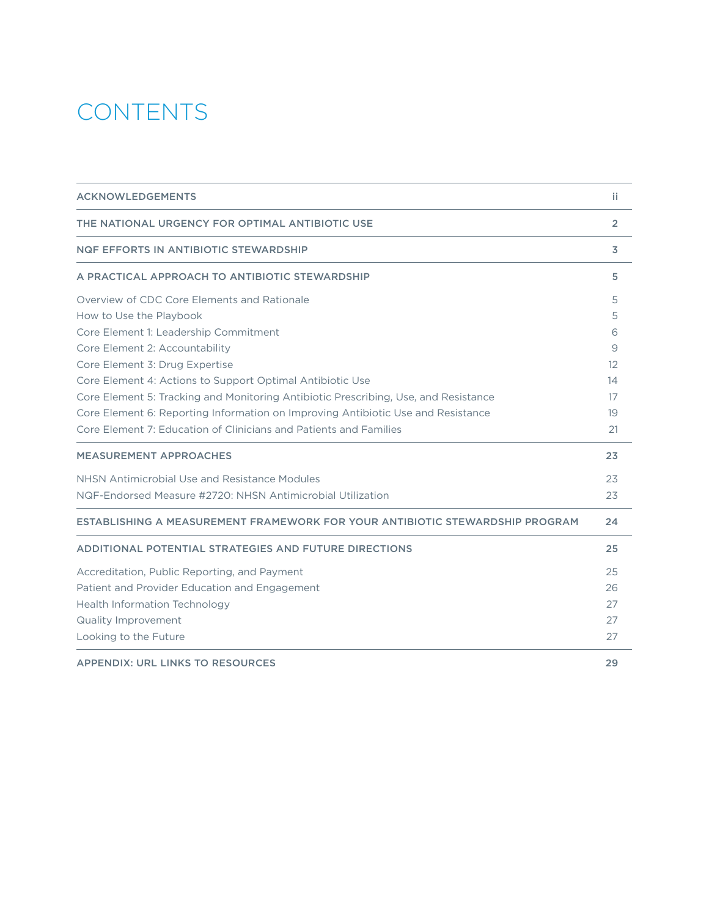# CONTENTS

| | |
|---|---|
| **ACKNOWLEDGEMENTS** | **ii** |
| **THE NATIONAL URGENCY FOR OPTIMAL ANTIBIOTIC USE** | **2** |
| **NQF EFFORTS IN ANTIBIOTIC STEWARDSHIP** | **3** |
| **A PRACTICAL APPROACH TO ANTIBIOTIC STEWARDSHIP** | **5** |
| Overview of CDC Core Elements and Rationale | 5 |
| How to Use the Playbook | 5 |
| Core Element 1: Leadership Commitment | 6 |
| Core Element 2: Accountability | 9 |
| Core Element 3: Drug Expertise | 12 |
| Core Element 4: Actions to Support Optimal Antibiotic Use | 14 |
| Core Element 5: Tracking and Monitoring Antibiotic Prescribing, Use, and Resistance | 17 |
| Core Element 6: Reporting Information on Improving Antibiotic Use and Resistance | 19 |
| Core Element 7: Education of Clinicians and Patients and Families | 21 |
| **MEASUREMENT APPROACHES** | **23** |
| NHSN Antimicrobial Use and Resistance Modules | 23 |
| NQF-Endorsed Measure #2720: NHSN Antimicrobial Utilization | 23 |
| **ESTABLISHING A MEASUREMENT FRAMEWORK FOR YOUR ANTIBIOTIC STEWARDSHIP PROGRAM** | **24** |
| **ADDITIONAL POTENTIAL STRATEGIES AND FUTURE DIRECTIONS** | **25** |
| Accreditation, Public Reporting, and Payment | 25 |
| Patient and Provider Education and Engagement | 26 |
| Health Information Technology | 27 |
| Quality Improvement | 27 |
| Looking to the Future | 27 |
| **APPENDIX: URL LINKS TO RESOURCES** | **29** |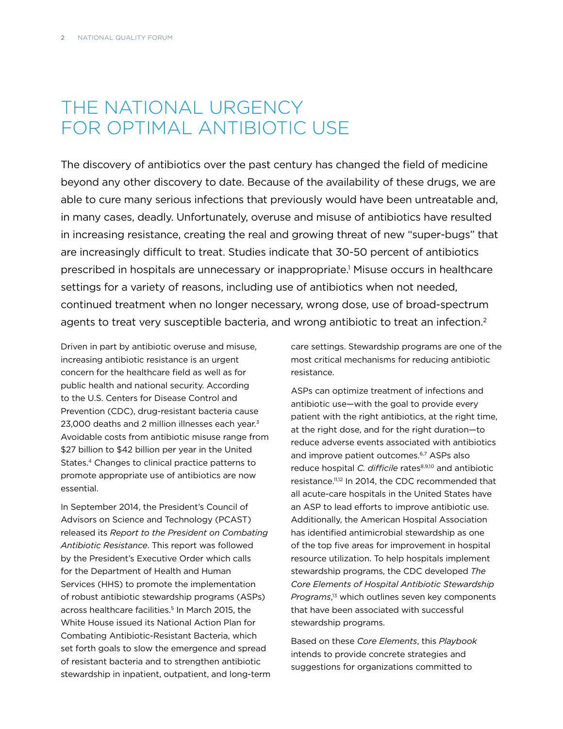# THE NATIONAL URGENCY FOR OPTIMAL ANTIBIOTIC USE

The discovery of antibiotics over the past century has changed the field of medicine beyond any other discovery to date. Because of the availability of these drugs, we are able to cure many serious infections that previously would have been untreatable and, in many cases, deadly. Unfortunately, overuse and misuse of antibiotics have resulted in increasing resistance, creating the real and growing threat of new "super-bugs" that are increasingly difficult to treat. Studies indicate that 30-50 percent of antibiotics prescribed in hospitals are unnecessary or inappropriate.[1] Misuse occurs in healthcare settings for a variety of reasons, including use of antibiotics when not needed, continued treatment when no longer necessary, wrong dose, use of broad-spectrum agents to treat very susceptible bacteria, and wrong antibiotic to treat an infection.[2]

Driven in part by antibiotic overuse and misuse, increasing antibiotic resistance is an urgent concern for the healthcare field as well as for public health and national security. According to the U.S. Centers for Disease Control and Prevention (CDC), drug-resistant bacteria cause 23,000 deaths and 2 million illnesses each year.[3] Avoidable costs from antibiotic misuse range from $27 billion to $42 billion per year in the United States.[4] Changes to clinical practice patterns to promote appropriate use of antibiotics are now essential.

In September 2014, the President's Council of Advisors on Science and Technology (PCAST) released its *Report to the President on Combating Antibiotic Resistance*. This report was followed by the President's Executive Order which calls for the Department of Health and Human Services (HHS) to promote the implementation of robust antibiotic stewardship programs (ASPs) across healthcare facilities.[5] In March 2015, the White House issued its National Action Plan for Combating Antibiotic-Resistant Bacteria, which set forth goals to slow the emergence and spread of resistant bacteria and to strengthen antibiotic stewardship in inpatient, outpatient, and long-term care settings. Stewardship programs are one of the most critical mechanisms for reducing antibiotic resistance.

ASPs can optimize treatment of infections and antibiotic use—with the goal to provide every patient with the right antibiotics, at the right time, at the right dose, and for the right duration—to reduce adverse events associated with antibiotics and improve patient outcomes.[6,7] ASPs also reduce hospital *C. difficile* rates[8,9,10] and antibiotic resistance.[11,12] In 2014, the CDC recommended that all acute-care hospitals in the United States have an ASP to lead efforts to improve antibiotic use. Additionally, the American Hospital Association has identified antimicrobial stewardship as one of the top five areas for improvement in hospital resource utilization. To help hospitals implement stewardship programs, the CDC developed *The Core Elements of Hospital Antibiotic Stewardship Programs*,[13] which outlines seven key components that have been associated with successful stewardship programs.

Based on these *Core Elements*, this *Playbook* intends to provide concrete strategies and suggestions for organizations committed to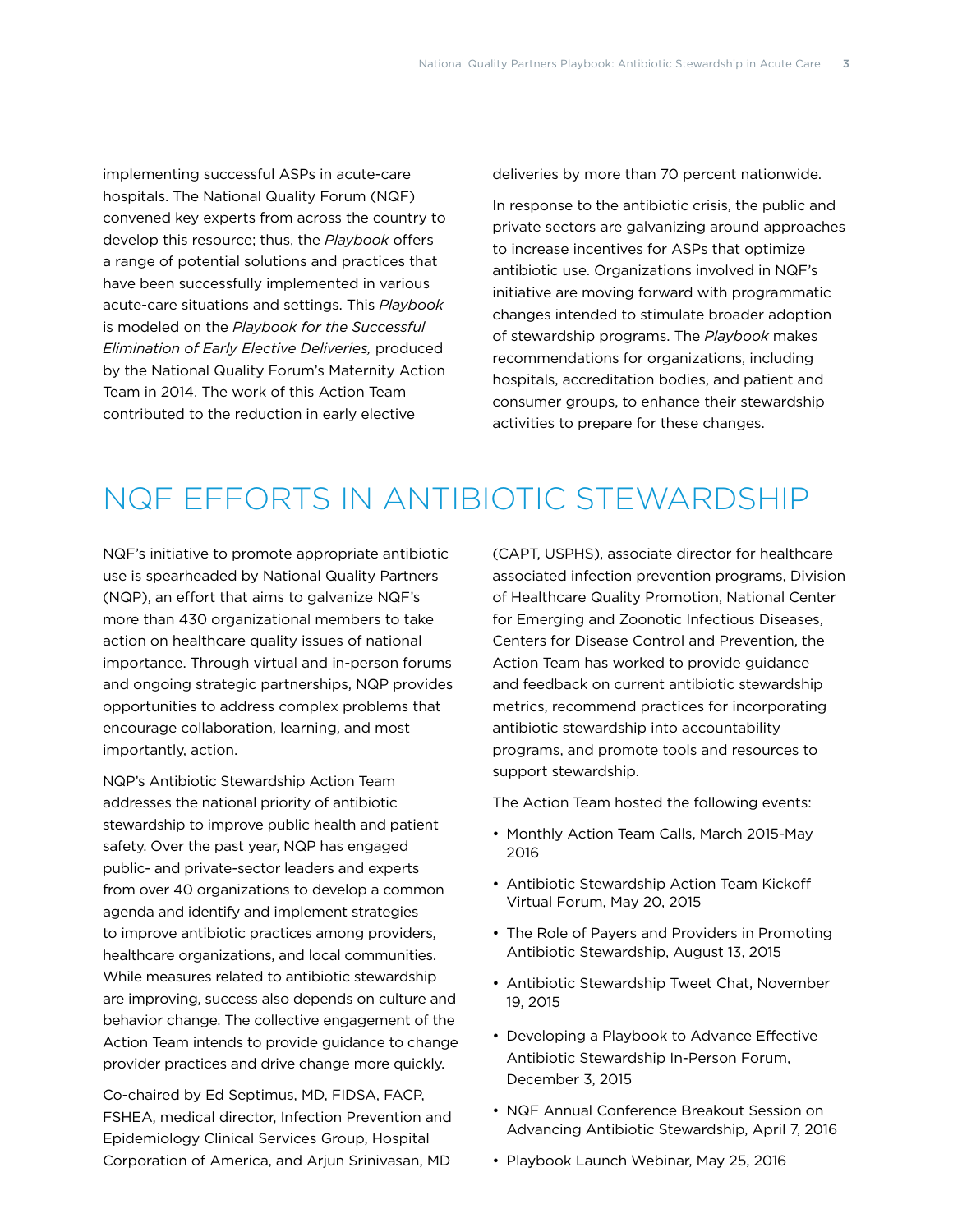implementing successful ASPs in acute-care hospitals. The National Quality Forum (NQF) convened key experts from across the country to develop this resource; thus, the *Playbook* offers a range of potential solutions and practices that have been successfully implemented in various acute-care situations and settings. This *Playbook* is modeled on the *Playbook for the Successful Elimination of Early Elective Deliveries,* produced by the National Quality Forum's Maternity Action Team in 2014. The work of this Action Team contributed to the reduction in early elective deliveries by more than 70 percent nationwide.

In response to the antibiotic crisis, the public and private sectors are galvanizing around approaches to increase incentives for ASPs that optimize antibiotic use. Organizations involved in NQF's initiative are moving forward with programmatic changes intended to stimulate broader adoption of stewardship programs. The *Playbook* makes recommendations for organizations, including hospitals, accreditation bodies, and patient and consumer groups, to enhance their stewardship activities to prepare for these changes.

# NQF EFFORTS IN ANTIBIOTIC STEWARDSHIP

NQF's initiative to promote appropriate antibiotic use is spearheaded by National Quality Partners (NQP), an effort that aims to galvanize NQF's more than 430 organizational members to take action on healthcare quality issues of national importance. Through virtual and in-person forums and ongoing strategic partnerships, NQP provides opportunities to address complex problems that encourage collaboration, learning, and most importantly, action.

NQP's Antibiotic Stewardship Action Team addresses the national priority of antibiotic stewardship to improve public health and patient safety. Over the past year, NQP has engaged public- and private-sector leaders and experts from over 40 organizations to develop a common agenda and identify and implement strategies to improve antibiotic practices among providers, healthcare organizations, and local communities. While measures related to antibiotic stewardship are improving, success also depends on culture and behavior change. The collective engagement of the Action Team intends to provide guidance to change provider practices and drive change more quickly.

Co-chaired by Ed Septimus, MD, FIDSA, FACP, FSHEA, medical director, Infection Prevention and Epidemiology Clinical Services Group, Hospital Corporation of America, and Arjun Srinivasan, MD (CAPT, USPHS), associate director for healthcare associated infection prevention programs, Division of Healthcare Quality Promotion, National Center for Emerging and Zoonotic Infectious Diseases, Centers for Disease Control and Prevention, the Action Team has worked to provide guidance and feedback on current antibiotic stewardship metrics, recommend practices for incorporating antibiotic stewardship into accountability programs, and promote tools and resources to support stewardship.

The Action Team hosted the following events:

- Monthly Action Team Calls, March 2015-May 2016
- Antibiotic Stewardship Action Team Kickoff Virtual Forum, May 20, 2015
- The Role of Payers and Providers in Promoting Antibiotic Stewardship, August 13, 2015
- Antibiotic Stewardship Tweet Chat, November 19, 2015
- Developing a Playbook to Advance Effective Antibiotic Stewardship In-Person Forum, December 3, 2015
- NQF Annual Conference Breakout Session on Advancing Antibiotic Stewardship, April 7, 2016
- Playbook Launch Webinar, May 25, 2016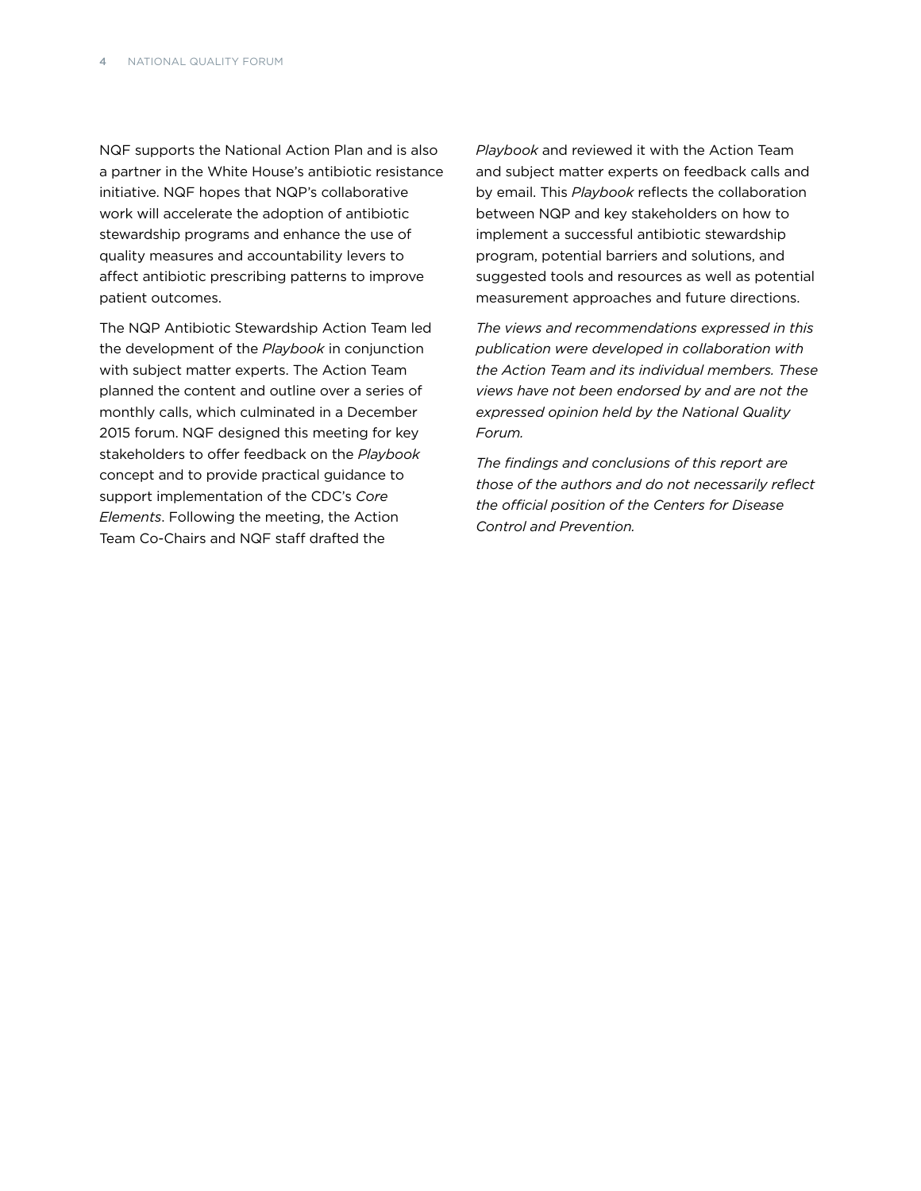NQF supports the National Action Plan and is also a partner in the White House's antibiotic resistance initiative. NQF hopes that NQP's collaborative work will accelerate the adoption of antibiotic stewardship programs and enhance the use of quality measures and accountability levers to affect antibiotic prescribing patterns to improve patient outcomes.

The NQP Antibiotic Stewardship Action Team led the development of the *Playbook* in conjunction with subject matter experts. The Action Team planned the content and outline over a series of monthly calls, which culminated in a December 2015 forum. NQF designed this meeting for key stakeholders to offer feedback on the *Playbook* concept and to provide practical guidance to support implementation of the CDC's *Core Elements*. Following the meeting, the Action Team Co-Chairs and NQF staff drafted the *Playbook* and reviewed it with the Action Team and subject matter experts on feedback calls and by email. This *Playbook* reflects the collaboration between NQP and key stakeholders on how to implement a successful antibiotic stewardship program, potential barriers and solutions, and suggested tools and resources as well as potential measurement approaches and future directions.

*The views and recommendations expressed in this publication were developed in collaboration with the Action Team and its individual members. These views have not been endorsed by and are not the expressed opinion held by the National Quality Forum.*

*The findings and conclusions of this report are those of the authors and do not necessarily reflect the official position of the Centers for Disease Control and Prevention.*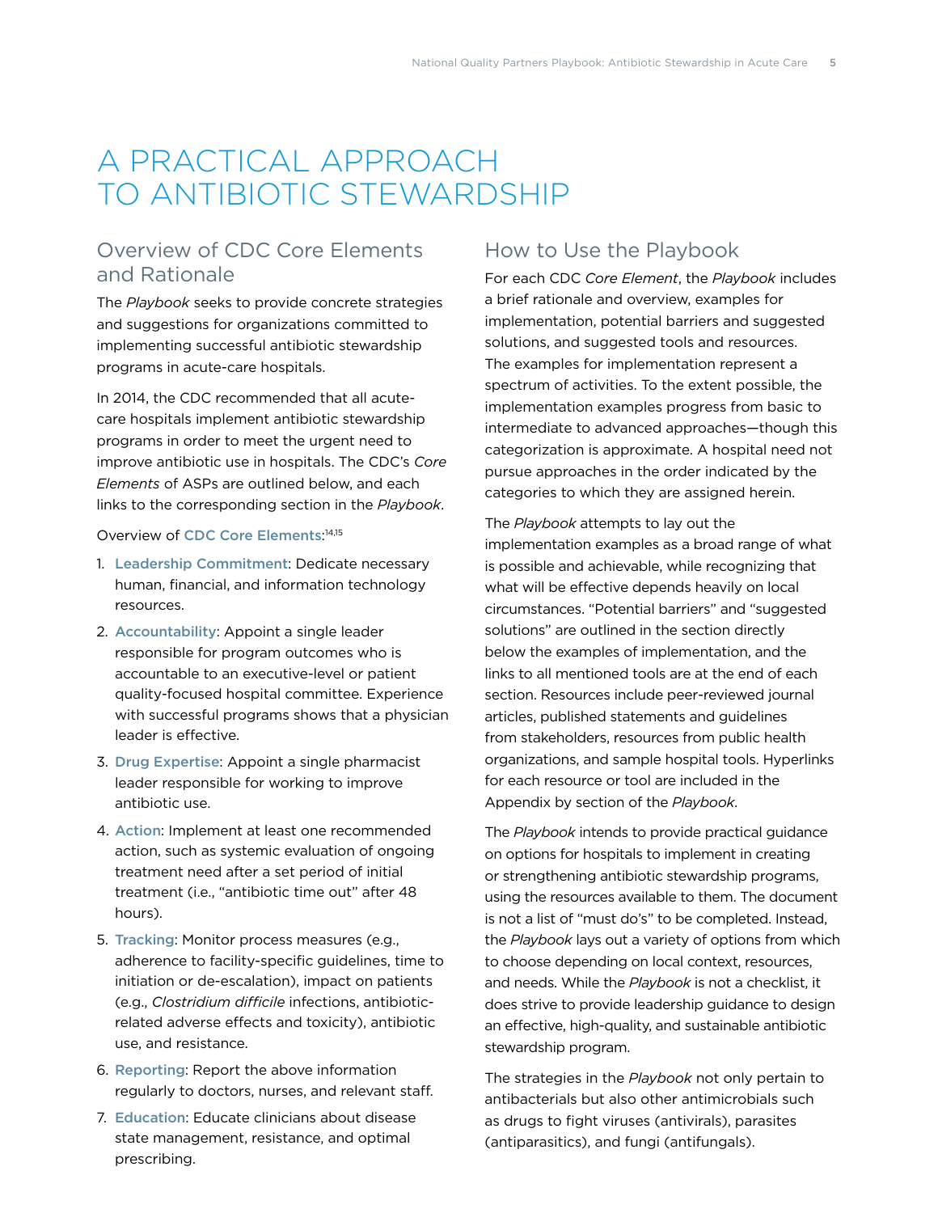# A PRACTICAL APPROACH TO ANTIBIOTIC STEWARDSHIP

## Overview of CDC Core Elements and Rationale

The *Playbook* seeks to provide concrete strategies and suggestions for organizations committed to implementing successful antibiotic stewardship programs in acute-care hospitals.

In 2014, the CDC recommended that all acute-care hospitals implement antibiotic stewardship programs in order to meet the urgent need to improve antibiotic use in hospitals. The CDC's *Core Elements* of ASPs are outlined below, and each links to the corresponding section in the *Playbook*.

Overview of CDC Core Elements:[14,15]

1. **Leadership Commitment**: Dedicate necessary human, financial, and information technology resources.
2. **Accountability**: Appoint a single leader responsible for program outcomes who is accountable to an executive-level or patient quality-focused hospital committee. Experience with successful programs shows that a physician leader is effective.
3. **Drug Expertise**: Appoint a single pharmacist leader responsible for working to improve antibiotic use.
4. **Action**: Implement at least one recommended action, such as systemic evaluation of ongoing treatment need after a set period of initial treatment (i.e., "antibiotic time out" after 48 hours).
5. **Tracking**: Monitor process measures (e.g., adherence to facility-specific guidelines, time to initiation or de-escalation), impact on patients (e.g., *Clostridium difficile* infections, antibiotic-related adverse effects and toxicity), antibiotic use, and resistance.
6. **Reporting**: Report the above information regularly to doctors, nurses, and relevant staff.
7. **Education**: Educate clinicians about disease state management, resistance, and optimal prescribing.

## How to Use the Playbook

For each CDC *Core Element*, the *Playbook* includes a brief rationale and overview, examples for implementation, potential barriers and suggested solutions, and suggested tools and resources. The examples for implementation represent a spectrum of activities. To the extent possible, the implementation examples progress from basic to intermediate to advanced approaches—though this categorization is approximate. A hospital need not pursue approaches in the order indicated by the categories to which they are assigned herein.

The *Playbook* attempts to lay out the implementation examples as a broad range of what is possible and achievable, while recognizing that what will be effective depends heavily on local circumstances. "Potential barriers" and "suggested solutions" are outlined in the section directly below the examples of implementation, and the links to all mentioned tools are at the end of each section. Resources include peer-reviewed journal articles, published statements and guidelines from stakeholders, resources from public health organizations, and sample hospital tools. Hyperlinks for each resource or tool are included in the Appendix by section of the *Playbook*.

The *Playbook* intends to provide practical guidance on options for hospitals to implement in creating or strengthening antibiotic stewardship programs, using the resources available to them. The document is not a list of "must do's" to be completed. Instead, the *Playbook* lays out a variety of options from which to choose depending on local context, resources, and needs. While the *Playbook* is not a checklist, it does strive to provide leadership guidance to design an effective, high-quality, and sustainable antibiotic stewardship program.

The strategies in the *Playbook* not only pertain to antibacterials but also other antimicrobials such as drugs to fight viruses (antivirals), parasites (antiparasitics), and fungi (antifungals).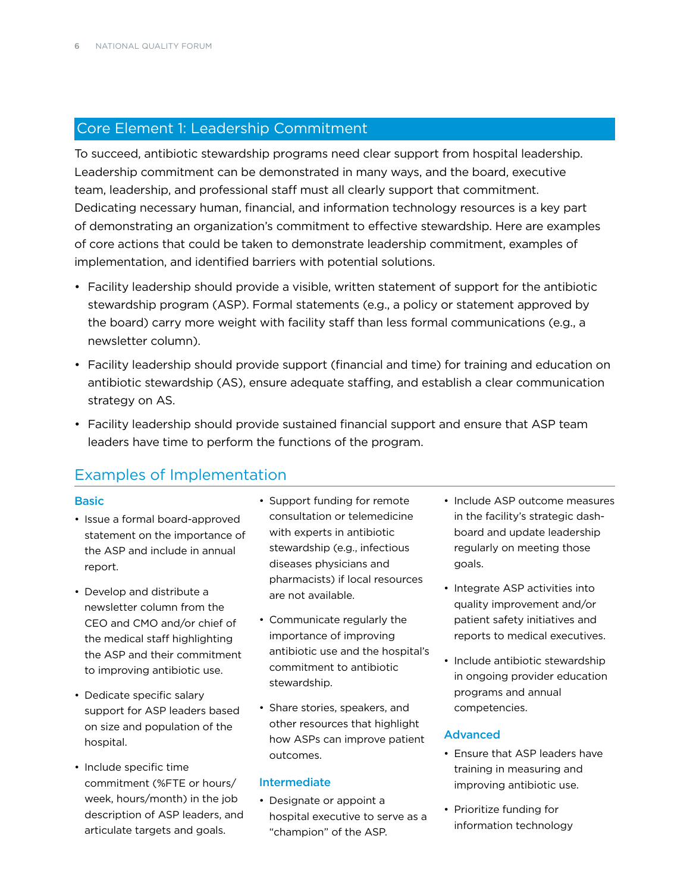## Core Element 1: Leadership Commitment

To succeed, antibiotic stewardship programs need clear support from hospital leadership. Leadership commitment can be demonstrated in many ways, and the board, executive team, leadership, and professional staff must all clearly support that commitment. Dedicating necessary human, financial, and information technology resources is a key part of demonstrating an organization's commitment to effective stewardship. Here are examples of core actions that could be taken to demonstrate leadership commitment, examples of implementation, and identified barriers with potential solutions.

- Facility leadership should provide a visible, written statement of support for the antibiotic stewardship program (ASP). Formal statements (e.g., a policy or statement approved by the board) carry more weight with facility staff than less formal communications (e.g., a newsletter column).
- Facility leadership should provide support (financial and time) for training and education on antibiotic stewardship (AS), ensure adequate staffing, and establish a clear communication strategy on AS.
- Facility leadership should provide sustained financial support and ensure that ASP team leaders have time to perform the functions of the program.

### Examples of Implementation

#### Basic

- Issue a formal board-approved statement on the importance of the ASP and include in annual report.
- Develop and distribute a newsletter column from the CEO and CMO and/or chief of the medical staff highlighting the ASP and their commitment to improving antibiotic use.
- Dedicate specific salary support for ASP leaders based on size and population of the hospital.
- Include specific time commitment (%FTE or hours/week, hours/month) in the job description of ASP leaders, and articulate targets and goals.
- Support funding for remote consultation or telemedicine with experts in antibiotic stewardship (e.g., infectious diseases physicians and pharmacists) if local resources are not available.
- Communicate regularly the importance of improving antibiotic use and the hospital's commitment to antibiotic stewardship.
- Share stories, speakers, and other resources that highlight how ASPs can improve patient outcomes.

#### Intermediate

- Designate or appoint a hospital executive to serve as a "champion" of the ASP.
- Include ASP outcome measures in the facility's strategic dashboard and update leadership regularly on meeting those goals.
- Integrate ASP activities into quality improvement and/or patient safety initiatives and reports to medical executives.
- Include antibiotic stewardship in ongoing provider education programs and annual competencies.

#### Advanced

- Ensure that ASP leaders have training in measuring and improving antibiotic use.
- Prioritize funding for information technology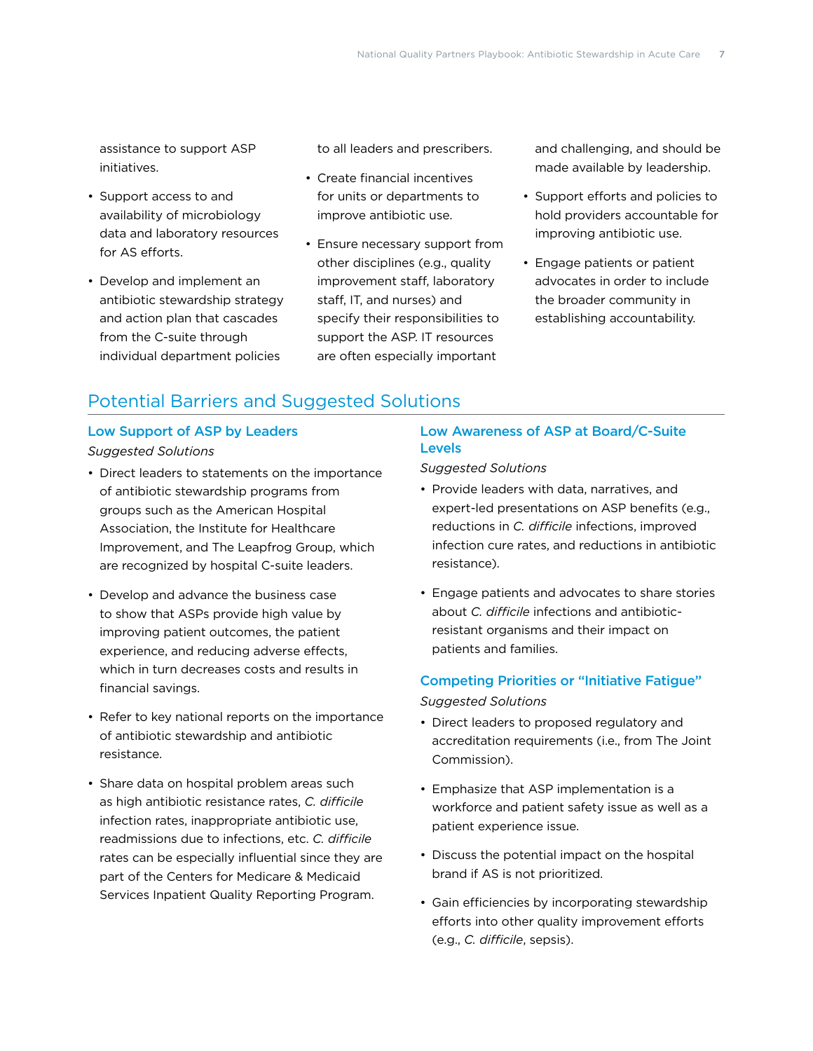assistance to support ASP initiatives.

- Support access to and availability of microbiology data and laboratory resources for AS efforts.
- Develop and implement an antibiotic stewardship strategy and action plan that cascades from the C-suite through individual department policies to all leaders and prescribers.
- Create financial incentives for units or departments to improve antibiotic use.
- Ensure necessary support from other disciplines (e.g., quality improvement staff, laboratory staff, IT, and nurses) and specify their responsibilities to support the ASP. IT resources are often especially important and challenging, and should be made available by leadership.
- Support efforts and policies to hold providers accountable for improving antibiotic use.
- Engage patients or patient advocates in order to include the broader community in establishing accountability.

## Potential Barriers and Suggested Solutions

### Low Support of ASP by Leaders

*Suggested Solutions*

- Direct leaders to statements on the importance of antibiotic stewardship programs from groups such as the American Hospital Association, the Institute for Healthcare Improvement, and The Leapfrog Group, which are recognized by hospital C-suite leaders.
- Develop and advance the business case to show that ASPs provide high value by improving patient outcomes, the patient experience, and reducing adverse effects, which in turn decreases costs and results in financial savings.
- Refer to key national reports on the importance of antibiotic stewardship and antibiotic resistance.
- Share data on hospital problem areas such as high antibiotic resistance rates, *C. difficile* infection rates, inappropriate antibiotic use, readmissions due to infections, etc. *C. difficile* rates can be especially influential since they are part of the Centers for Medicare & Medicaid Services Inpatient Quality Reporting Program.

### Low Awareness of ASP at Board/C-Suite Levels

*Suggested Solutions*

- Provide leaders with data, narratives, and expert-led presentations on ASP benefits (e.g., reductions in *C. difficile* infections, improved infection cure rates, and reductions in antibiotic resistance).
- Engage patients and advocates to share stories about *C. difficile* infections and antibiotic-resistant organisms and their impact on patients and families.

### Competing Priorities or "Initiative Fatigue"

*Suggested Solutions*

- Direct leaders to proposed regulatory and accreditation requirements (i.e., from The Joint Commission).
- Emphasize that ASP implementation is a workforce and patient safety issue as well as a patient experience issue.
- Discuss the potential impact on the hospital brand if AS is not prioritized.
- Gain efficiencies by incorporating stewardship efforts into other quality improvement efforts (e.g., *C. difficile*, sepsis).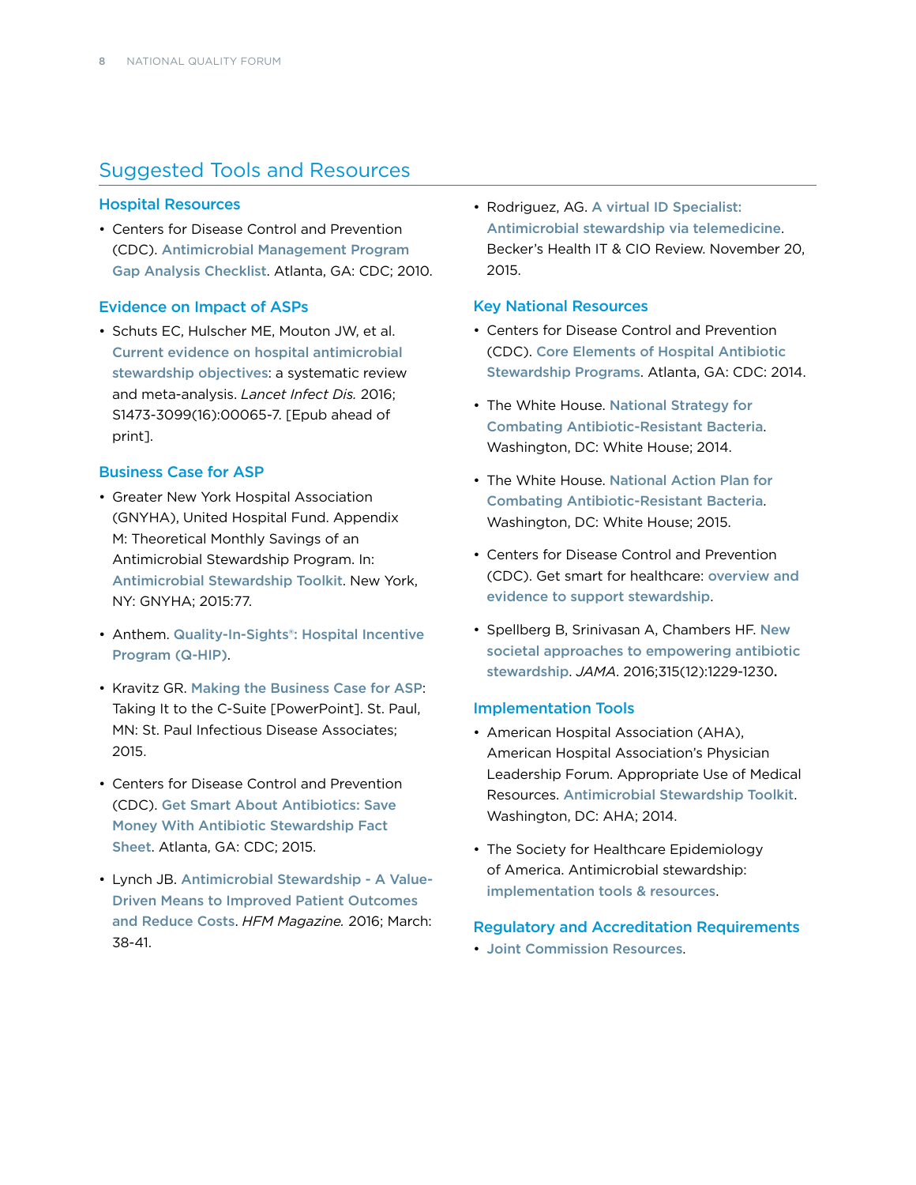## Suggested Tools and Resources

### Hospital Resources

- Centers for Disease Control and Prevention (CDC). Antimicrobial Management Program Gap Analysis Checklist. Atlanta, GA: CDC; 2010.

### Evidence on Impact of ASPs

- Schuts EC, Hulscher ME, Mouton JW, et al. Current evidence on hospital antimicrobial stewardship objectives: a systematic review and meta-analysis. *Lancet Infect Dis.* 2016; S1473-3099(16):00065-7. [Epub ahead of print].

### Business Case for ASP

- Greater New York Hospital Association (GNYHA), United Hospital Fund. Appendix M: Theoretical Monthly Savings of an Antimicrobial Stewardship Program. In: Antimicrobial Stewardship Toolkit. New York, NY: GNYHA; 2015:77.
- Anthem. Quality-In-Sights®: Hospital Incentive Program (Q-HIP).
- Kravitz GR. Making the Business Case for ASP: Taking It to the C-Suite [PowerPoint]. St. Paul, MN: St. Paul Infectious Disease Associates; 2015.
- Centers for Disease Control and Prevention (CDC). Get Smart About Antibiotics: Save Money With Antibiotic Stewardship Fact Sheet. Atlanta, GA: CDC; 2015.
- Lynch JB. Antimicrobial Stewardship - A Value-Driven Means to Improved Patient Outcomes and Reduce Costs. *HFM Magazine.* 2016; March: 38-41.
- Rodriguez, AG. A virtual ID Specialist: Antimicrobial stewardship via telemedicine. Becker's Health IT & CIO Review. November 20, 2015.

### Key National Resources

- Centers for Disease Control and Prevention (CDC). Core Elements of Hospital Antibiotic Stewardship Programs. Atlanta, GA: CDC: 2014.
- The White House. National Strategy for Combating Antibiotic-Resistant Bacteria. Washington, DC: White House; 2014.
- The White House. National Action Plan for Combating Antibiotic-Resistant Bacteria. Washington, DC: White House; 2015.
- Centers for Disease Control and Prevention (CDC). Get smart for healthcare: overview and evidence to support stewardship.
- Spellberg B, Srinivasan A, Chambers HF. New societal approaches to empowering antibiotic stewardship. *JAMA*. 2016;315(12):1229-1230.

### Implementation Tools

- American Hospital Association (AHA), American Hospital Association's Physician Leadership Forum. Appropriate Use of Medical Resources. Antimicrobial Stewardship Toolkit. Washington, DC: AHA; 2014.
- The Society for Healthcare Epidemiology of America. Antimicrobial stewardship: implementation tools & resources.

### Regulatory and Accreditation Requirements

- Joint Commission Resources.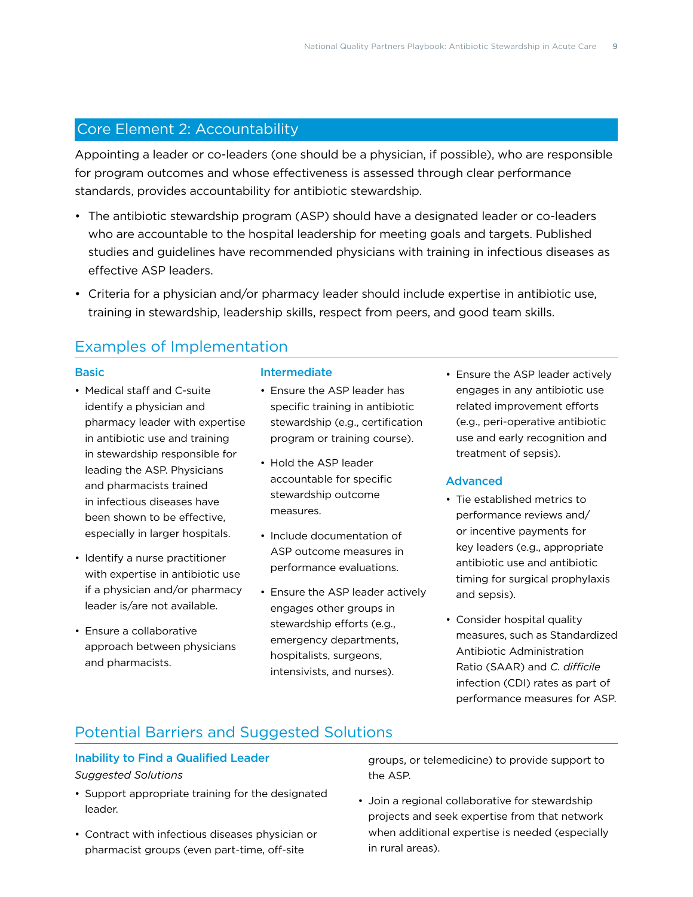## Core Element 2: Accountability

Appointing a leader or co-leaders (one should be a physician, if possible), who are responsible for program outcomes and whose effectiveness is assessed through clear performance standards, provides accountability for antibiotic stewardship.

- The antibiotic stewardship program (ASP) should have a designated leader or co-leaders who are accountable to the hospital leadership for meeting goals and targets. Published studies and guidelines have recommended physicians with training in infectious diseases as effective ASP leaders.
- Criteria for a physician and/or pharmacy leader should include expertise in antibiotic use, training in stewardship, leadership skills, respect from peers, and good team skills.

## Examples of Implementation

### Basic

- Medical staff and C-suite identify a physician and pharmacy leader with expertise in antibiotic use and training in stewardship responsible for leading the ASP. Physicians and pharmacists trained in infectious diseases have been shown to be effective, especially in larger hospitals.
- Identify a nurse practitioner with expertise in antibiotic use if a physician and/or pharmacy leader is/are not available.
- Ensure a collaborative approach between physicians and pharmacists.

### Intermediate

- Ensure the ASP leader has specific training in antibiotic stewardship (e.g., certification program or training course).
- Hold the ASP leader accountable for specific stewardship outcome measures.
- Include documentation of ASP outcome measures in performance evaluations.
- Ensure the ASP leader actively engages other groups in stewardship efforts (e.g., emergency departments, hospitalists, surgeons, intensivists, and nurses).
- Ensure the ASP leader actively engages in any antibiotic use related improvement efforts (e.g., peri-operative antibiotic use and early recognition and treatment of sepsis).

### Advanced

- Tie established metrics to performance reviews and/or incentive payments for key leaders (e.g., appropriate antibiotic use and antibiotic timing for surgical prophylaxis and sepsis).
- Consider hospital quality measures, such as Standardized Antibiotic Administration Ratio (SAAR) and *C. difficile* infection (CDI) rates as part of performance measures for ASP.

## Potential Barriers and Suggested Solutions

### Inability to Find a Qualified Leader

*Suggested Solutions*

- Support appropriate training for the designated leader.
- Contract with infectious diseases physician or pharmacist groups (even part-time, off-site groups, or telemedicine) to provide support to the ASP.
- Join a regional collaborative for stewardship projects and seek expertise from that network when additional expertise is needed (especially in rural areas).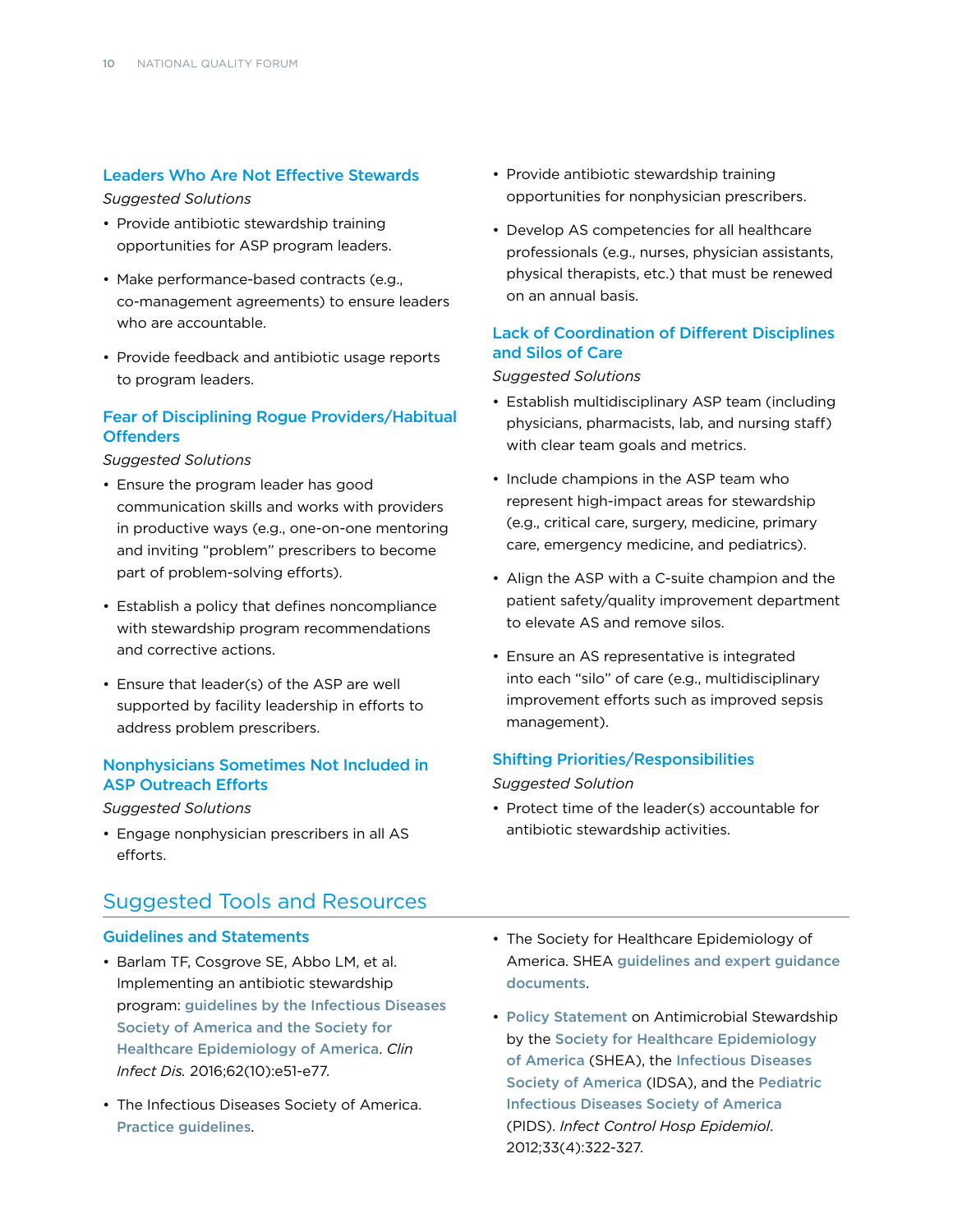### Leaders Who Are Not Effective Stewards

*Suggested Solutions*

- Provide antibiotic stewardship training opportunities for ASP program leaders.
- Make performance-based contracts (e.g., co-management agreements) to ensure leaders who are accountable.
- Provide feedback and antibiotic usage reports to program leaders.

### Fear of Disciplining Rogue Providers/Habitual Offenders

*Suggested Solutions*

- Ensure the program leader has good communication skills and works with providers in productive ways (e.g., one-on-one mentoring and inviting "problem" prescribers to become part of problem-solving efforts).
- Establish a policy that defines noncompliance with stewardship program recommendations and corrective actions.
- Ensure that leader(s) of the ASP are well supported by facility leadership in efforts to address problem prescribers.

### Nonphysicians Sometimes Not Included in ASP Outreach Efforts

*Suggested Solutions*

- Engage nonphysician prescribers in all AS efforts.
- Provide antibiotic stewardship training opportunities for nonphysician prescribers.
- Develop AS competencies for all healthcare professionals (e.g., nurses, physician assistants, physical therapists, etc.) that must be renewed on an annual basis.

### Lack of Coordination of Different Disciplines and Silos of Care

*Suggested Solutions*

- Establish multidisciplinary ASP team (including physicians, pharmacists, lab, and nursing staff) with clear team goals and metrics.
- Include champions in the ASP team who represent high-impact areas for stewardship (e.g., critical care, surgery, medicine, primary care, emergency medicine, and pediatrics).
- Align the ASP with a C-suite champion and the patient safety/quality improvement department to elevate AS and remove silos.
- Ensure an AS representative is integrated into each "silo" of care (e.g., multidisciplinary improvement efforts such as improved sepsis management).

### Shifting Priorities/Responsibilities

*Suggested Solution*

- Protect time of the leader(s) accountable for antibiotic stewardship activities.

## Suggested Tools and Resources

### Guidelines and Statements

- Barlam TF, Cosgrove SE, Abbo LM, et al. Implementing an antibiotic stewardship program: guidelines by the Infectious Diseases Society of America and the Society for Healthcare Epidemiology of America. *Clin Infect Dis.* 2016;62(10):e51-e77.
- The Infectious Diseases Society of America. Practice guidelines.
- The Society for Healthcare Epidemiology of America. SHEA guidelines and expert guidance documents.
- Policy Statement on Antimicrobial Stewardship by the Society for Healthcare Epidemiology of America (SHEA), the Infectious Diseases Society of America (IDSA), and the Pediatric Infectious Diseases Society of America (PIDS). *Infect Control Hosp Epidemiol*. 2012;33(4):322-327.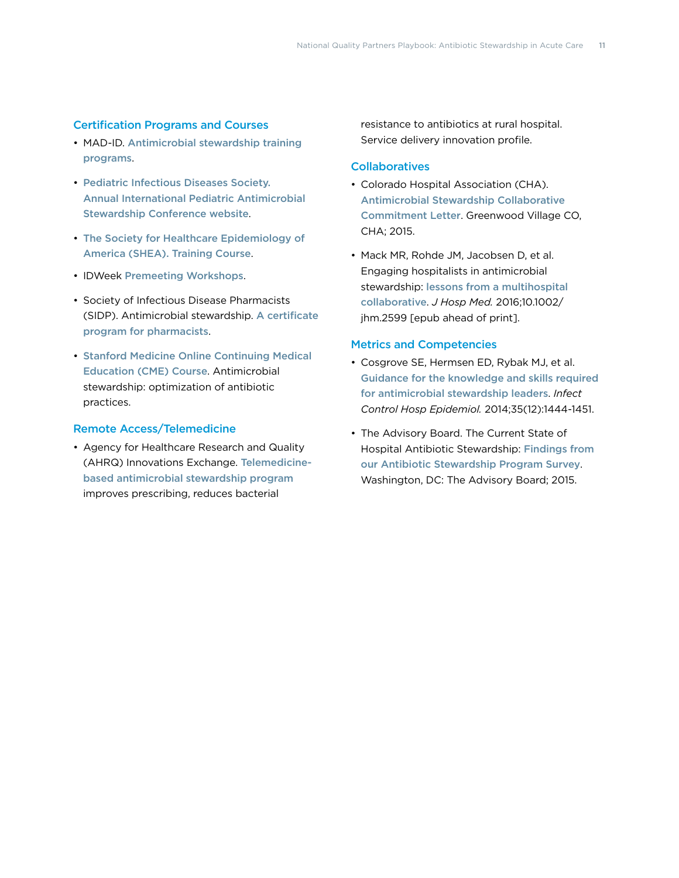### Certification Programs and Courses

- MAD-ID. Antimicrobial stewardship training programs.
- Pediatric Infectious Diseases Society. Annual International Pediatric Antimicrobial Stewardship Conference website.
- The Society for Healthcare Epidemiology of America (SHEA). Training Course.
- IDWeek Premeeting Workshops.
- Society of Infectious Disease Pharmacists (SIDP). Antimicrobial stewardship. A certificate program for pharmacists.
- Stanford Medicine Online Continuing Medical Education (CME) Course. Antimicrobial stewardship: optimization of antibiotic practices.

### Remote Access/Telemedicine

- Agency for Healthcare Research and Quality (AHRQ) Innovations Exchange. Telemedicine-based antimicrobial stewardship program improves prescribing, reduces bacterial resistance to antibiotics at rural hospital. Service delivery innovation profile.

### Collaboratives

- Colorado Hospital Association (CHA). Antimicrobial Stewardship Collaborative Commitment Letter. Greenwood Village CO, CHA; 2015.
- Mack MR, Rohde JM, Jacobsen D, et al. Engaging hospitalists in antimicrobial stewardship: lessons from a multihospital collaborative. *J Hosp Med.* 2016;10.1002/jhm.2599 [epub ahead of print].

### Metrics and Competencies

- Cosgrove SE, Hermsen ED, Rybak MJ, et al. Guidance for the knowledge and skills required for antimicrobial stewardship leaders. *Infect Control Hosp Epidemiol.* 2014;35(12):1444-1451.
- The Advisory Board. The Current State of Hospital Antibiotic Stewardship: Findings from our Antibiotic Stewardship Program Survey. Washington, DC: The Advisory Board; 2015.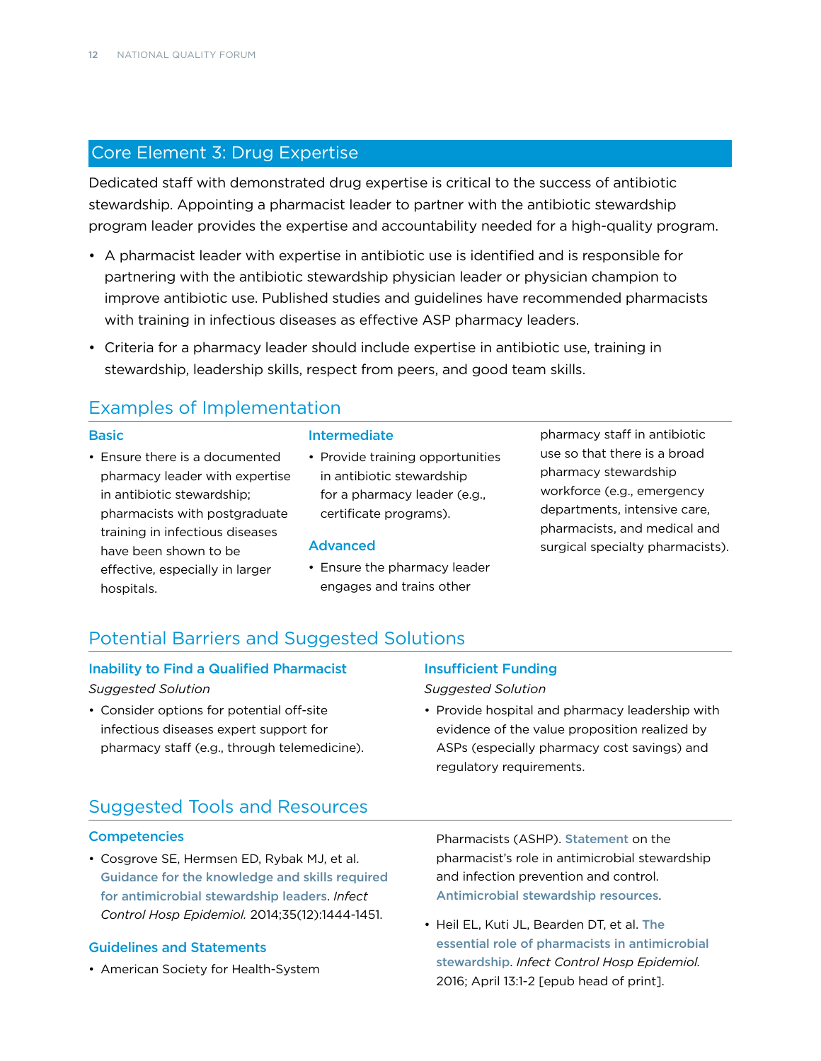## Core Element 3: Drug Expertise

Dedicated staff with demonstrated drug expertise is critical to the success of antibiotic stewardship. Appointing a pharmacist leader to partner with the antibiotic stewardship program leader provides the expertise and accountability needed for a high-quality program.

- A pharmacist leader with expertise in antibiotic use is identified and is responsible for partnering with the antibiotic stewardship physician leader or physician champion to improve antibiotic use. Published studies and guidelines have recommended pharmacists with training in infectious diseases as effective ASP pharmacy leaders.
- Criteria for a pharmacy leader should include expertise in antibiotic use, training in stewardship, leadership skills, respect from peers, and good team skills.

### Examples of Implementation

#### Basic

- Ensure there is a documented pharmacy leader with expertise in antibiotic stewardship; pharmacists with postgraduate training in infectious diseases have been shown to be effective, especially in larger hospitals.

#### Intermediate

- Provide training opportunities in antibiotic stewardship for a pharmacy leader (e.g., certificate programs).

#### Advanced

- Ensure the pharmacy leader engages and trains other pharmacy staff in antibiotic use so that there is a broad pharmacy stewardship workforce (e.g., emergency departments, intensive care, pharmacists, and medical and surgical specialty pharmacists).

### Potential Barriers and Suggested Solutions

#### Inability to Find a Qualified Pharmacist

*Suggested Solution*

- Consider options for potential off-site infectious diseases expert support for pharmacy staff (e.g., through telemedicine).

#### Insufficient Funding

*Suggested Solution*

- Provide hospital and pharmacy leadership with evidence of the value proposition realized by ASPs (especially pharmacy cost savings) and regulatory requirements.

### Suggested Tools and Resources

#### Competencies

- Cosgrove SE, Hermsen ED, Rybak MJ, et al. Guidance for the knowledge and skills required for antimicrobial stewardship leaders. *Infect Control Hosp Epidemiol.* 2014;35(12):1444-1451.

#### Guidelines and Statements

- American Society for Health-System Pharmacists (ASHP). Statement on the pharmacist's role in antimicrobial stewardship and infection prevention and control. Antimicrobial stewardship resources.
- Heil EL, Kuti JL, Bearden DT, et al. The essential role of pharmacists in antimicrobial stewardship. *Infect Control Hosp Epidemiol.* 2016; April 13:1-2 [epub head of print].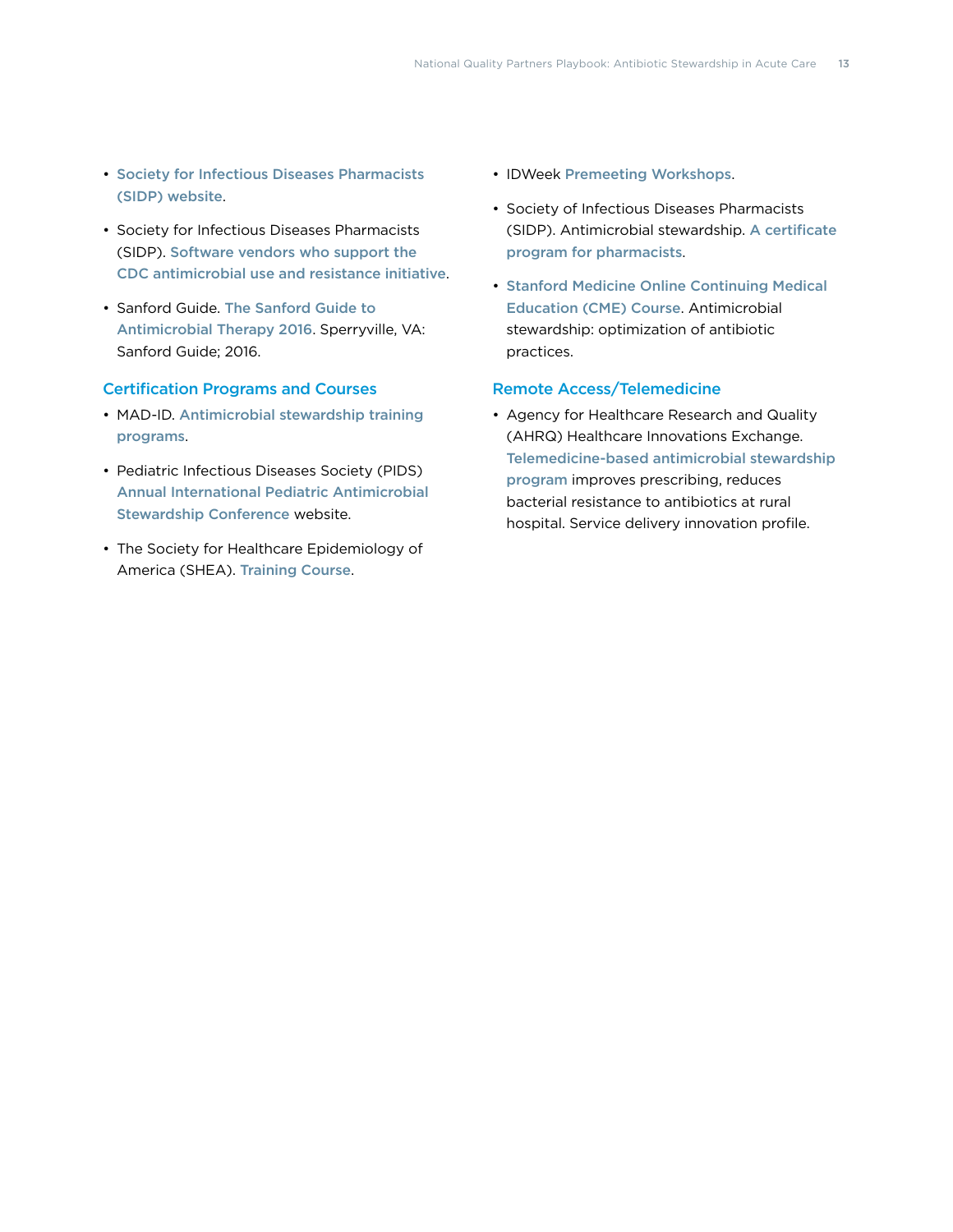- Society for Infectious Diseases Pharmacists (SIDP) website.
- Society for Infectious Diseases Pharmacists (SIDP). Software vendors who support the CDC antimicrobial use and resistance initiative.
- Sanford Guide. The Sanford Guide to Antimicrobial Therapy 2016. Sperryville, VA: Sanford Guide; 2016.

### Certification Programs and Courses

- MAD-ID. Antimicrobial stewardship training programs.
- Pediatric Infectious Diseases Society (PIDS) Annual International Pediatric Antimicrobial Stewardship Conference website.
- The Society for Healthcare Epidemiology of America (SHEA). Training Course.
- IDWeek Premeeting Workshops.
- Society of Infectious Diseases Pharmacists (SIDP). Antimicrobial stewardship. A certificate program for pharmacists.
- Stanford Medicine Online Continuing Medical Education (CME) Course. Antimicrobial stewardship: optimization of antibiotic practices.

### Remote Access/Telemedicine

- Agency for Healthcare Research and Quality (AHRQ) Healthcare Innovations Exchange. Telemedicine-based antimicrobial stewardship program improves prescribing, reduces bacterial resistance to antibiotics at rural hospital. Service delivery innovation profile.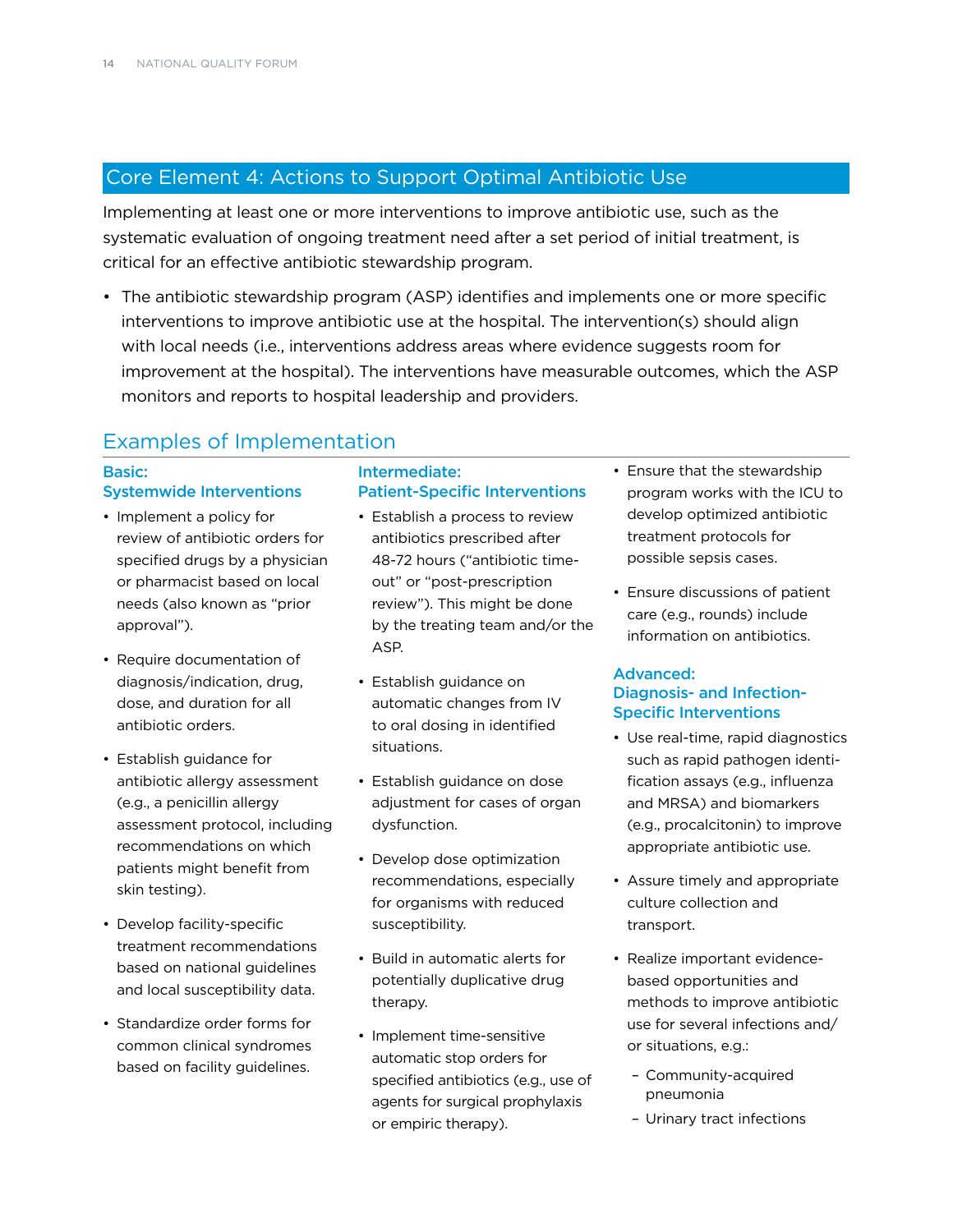## Core Element 4: Actions to Support Optimal Antibiotic Use

Implementing at least one or more interventions to improve antibiotic use, such as the systematic evaluation of ongoing treatment need after a set period of initial treatment, is critical for an effective antibiotic stewardship program.

- The antibiotic stewardship program (ASP) identifies and implements one or more specific interventions to improve antibiotic use at the hospital. The intervention(s) should align with local needs (i.e., interventions address areas where evidence suggests room for improvement at the hospital). The interventions have measurable outcomes, which the ASP monitors and reports to hospital leadership and providers.

### Examples of Implementation

#### Basic: Systemwide Interventions

- Implement a policy for review of antibiotic orders for specified drugs by a physician or pharmacist based on local needs (also known as "prior approval").
- Require documentation of diagnosis/indication, drug, dose, and duration for all antibiotic orders.
- Establish guidance for antibiotic allergy assessment (e.g., a penicillin allergy assessment protocol, including recommendations on which patients might benefit from skin testing).
- Develop facility-specific treatment recommendations based on national guidelines and local susceptibility data.
- Standardize order forms for common clinical syndromes based on facility guidelines.

#### Intermediate: Patient-Specific Interventions

- Establish a process to review antibiotics prescribed after 48-72 hours ("antibiotic time-out" or "post-prescription review"). This might be done by the treating team and/or the ASP.
- Establish guidance on automatic changes from IV to oral dosing in identified situations.
- Establish guidance on dose adjustment for cases of organ dysfunction.
- Develop dose optimization recommendations, especially for organisms with reduced susceptibility.
- Build in automatic alerts for potentially duplicative drug therapy.
- Implement time-sensitive automatic stop orders for specified antibiotics (e.g., use of agents for surgical prophylaxis or empiric therapy).
- Ensure that the stewardship program works with the ICU to develop optimized antibiotic treatment protocols for possible sepsis cases.
- Ensure discussions of patient care (e.g., rounds) include information on antibiotics.

#### Advanced: Diagnosis- and Infection-Specific Interventions

- Use real-time, rapid diagnostics such as rapid pathogen identification assays (e.g., influenza and MRSA) and biomarkers (e.g., procalcitonin) to improve appropriate antibiotic use.
- Assure timely and appropriate culture collection and transport.
- Realize important evidence-based opportunities and methods to improve antibiotic use for several infections and/or situations, e.g.:
  - Community-acquired pneumonia
  - Urinary tract infections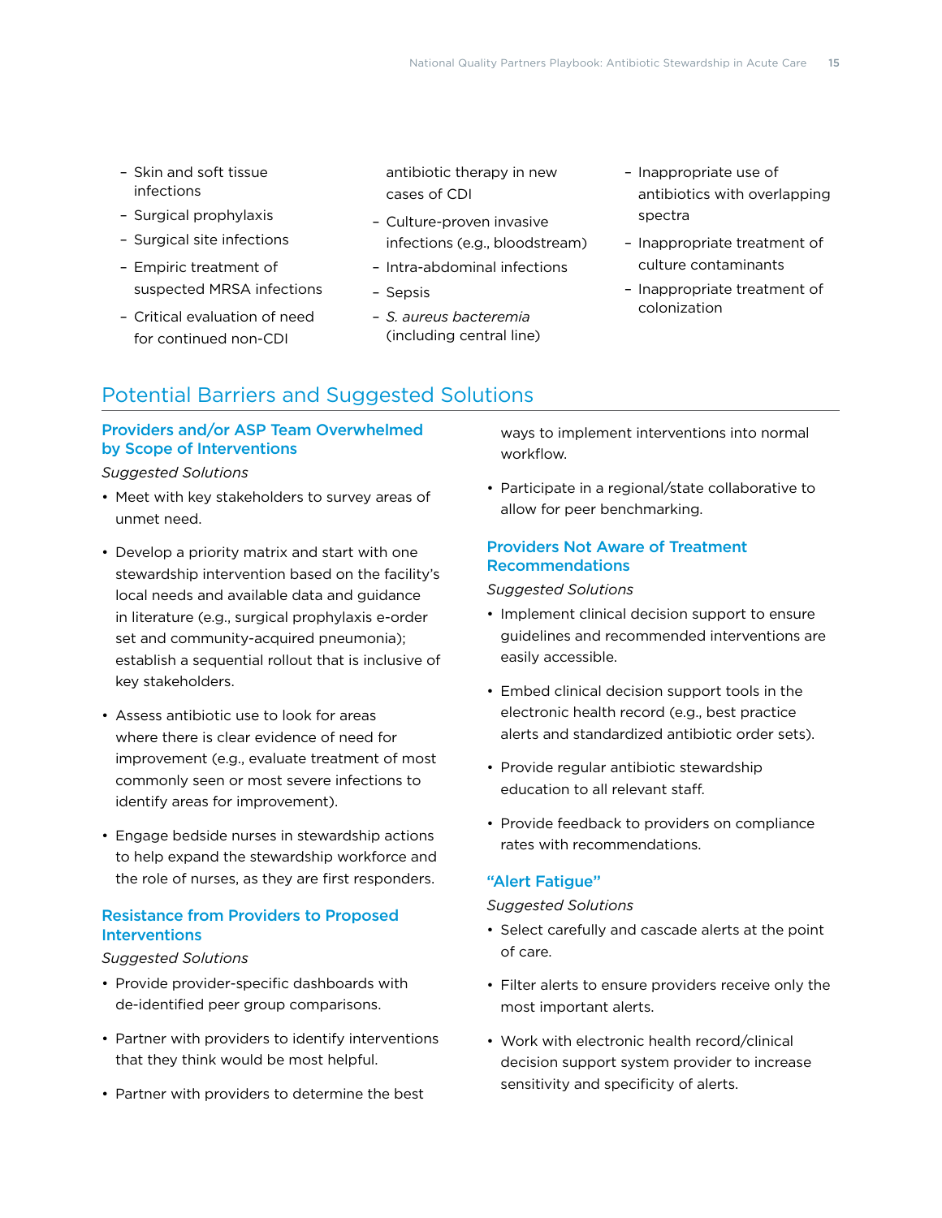- Skin and soft tissue infections
- Surgical prophylaxis
- Surgical site infections
- Empiric treatment of suspected MRSA infections
- Critical evaluation of need for continued non-CDI antibiotic therapy in new cases of CDI
- Culture-proven invasive infections (e.g., bloodstream)
- Intra-abdominal infections
- Sepsis
- *S. aureus bacteremia* (including central line)
- Inappropriate use of antibiotics with overlapping spectra
- Inappropriate treatment of culture contaminants
- Inappropriate treatment of colonization

## Potential Barriers and Suggested Solutions

### Providers and/or ASP Team Overwhelmed by Scope of Interventions

*Suggested Solutions*

- Meet with key stakeholders to survey areas of unmet need.
- Develop a priority matrix and start with one stewardship intervention based on the facility's local needs and available data and guidance in literature (e.g., surgical prophylaxis e-order set and community-acquired pneumonia); establish a sequential rollout that is inclusive of key stakeholders.
- Assess antibiotic use to look for areas where there is clear evidence of need for improvement (e.g., evaluate treatment of most commonly seen or most severe infections to identify areas for improvement).
- Engage bedside nurses in stewardship actions to help expand the stewardship workforce and the role of nurses, as they are first responders.

### Resistance from Providers to Proposed Interventions

*Suggested Solutions*

- Provide provider-specific dashboards with de-identified peer group comparisons.
- Partner with providers to identify interventions that they think would be most helpful.
- Partner with providers to determine the best ways to implement interventions into normal workflow.
- Participate in a regional/state collaborative to allow for peer benchmarking.

### Providers Not Aware of Treatment Recommendations

*Suggested Solutions*

- Implement clinical decision support to ensure guidelines and recommended interventions are easily accessible.
- Embed clinical decision support tools in the electronic health record (e.g., best practice alerts and standardized antibiotic order sets).
- Provide regular antibiotic stewardship education to all relevant staff.
- Provide feedback to providers on compliance rates with recommendations.

### "Alert Fatigue"

*Suggested Solutions*

- Select carefully and cascade alerts at the point of care.
- Filter alerts to ensure providers receive only the most important alerts.
- Work with electronic health record/clinical decision support system provider to increase sensitivity and specificity of alerts.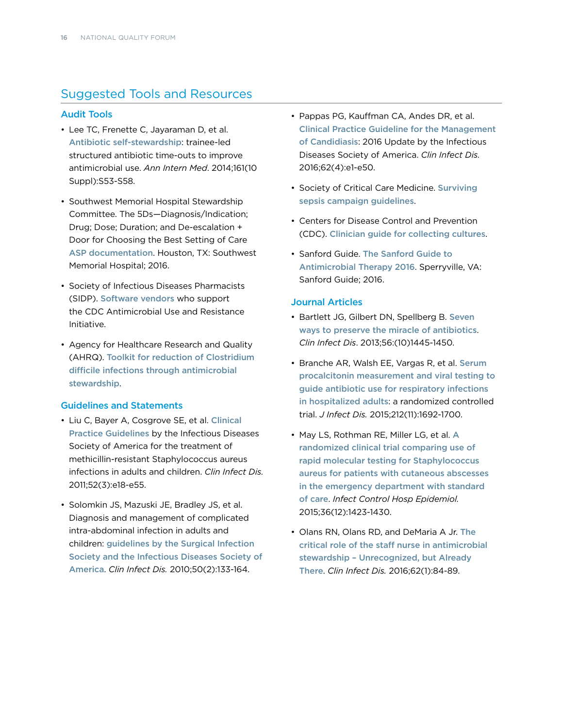## Suggested Tools and Resources

### Audit Tools

- Lee TC, Frenette C, Jayaraman D, et al. Antibiotic self-stewardship: trainee-led structured antibiotic time-outs to improve antimicrobial use. *Ann Intern Med*. 2014;161(10 Suppl):S53-S58.
- Southwest Memorial Hospital Stewardship Committee. The 5Ds—Diagnosis/Indication; Drug; Dose; Duration; and De-escalation + Door for Choosing the Best Setting of Care ASP documentation. Houston, TX: Southwest Memorial Hospital; 2016.
- Society of Infectious Diseases Pharmacists (SIDP). Software vendors who support the CDC Antimicrobial Use and Resistance Initiative.
- Agency for Healthcare Research and Quality (AHRQ). Toolkit for reduction of Clostridium difficile infections through antimicrobial stewardship.

### Guidelines and Statements

- Liu C, Bayer A, Cosgrove SE, et al. Clinical Practice Guidelines by the Infectious Diseases Society of America for the treatment of methicillin-resistant Staphylococcus aureus infections in adults and children. *Clin Infect Dis.* 2011;52(3):e18-e55.
- Solomkin JS, Mazuski JE, Bradley JS, et al. Diagnosis and management of complicated intra-abdominal infection in adults and children: guidelines by the Surgical Infection Society and the Infectious Diseases Society of America. *Clin Infect Dis.* 2010;50(2):133-164.
- Pappas PG, Kauffman CA, Andes DR, et al. Clinical Practice Guideline for the Management of Candidiasis: 2016 Update by the Infectious Diseases Society of America. *Clin Infect Dis.* 2016;62(4):e1-e50.
- Society of Critical Care Medicine. Surviving sepsis campaign guidelines.
- Centers for Disease Control and Prevention (CDC). Clinician guide for collecting cultures.
- Sanford Guide. The Sanford Guide to Antimicrobial Therapy 2016. Sperryville, VA: Sanford Guide; 2016.

### Journal Articles

- Bartlett JG, Gilbert DN, Spellberg B. Seven ways to preserve the miracle of antibiotics. *Clin Infect Dis*. 2013;56:(10)1445-1450.
- Branche AR, Walsh EE, Vargas R, et al. Serum procalcitonin measurement and viral testing to guide antibiotic use for respiratory infections in hospitalized adults: a randomized controlled trial. *J Infect Dis.* 2015;212(11):1692-1700.
- May LS, Rothman RE, Miller LG, et al. A randomized clinical trial comparing use of rapid molecular testing for Staphylococcus aureus for patients with cutaneous abscesses in the emergency department with standard of care. *Infect Control Hosp Epidemiol.* 2015;36(12):1423-1430.
- Olans RN, Olans RD, and DeMaria A Jr. The critical role of the staff nurse in antimicrobial stewardship – Unrecognized, but Already There. *Clin Infect Dis.* 2016;62(1):84-89.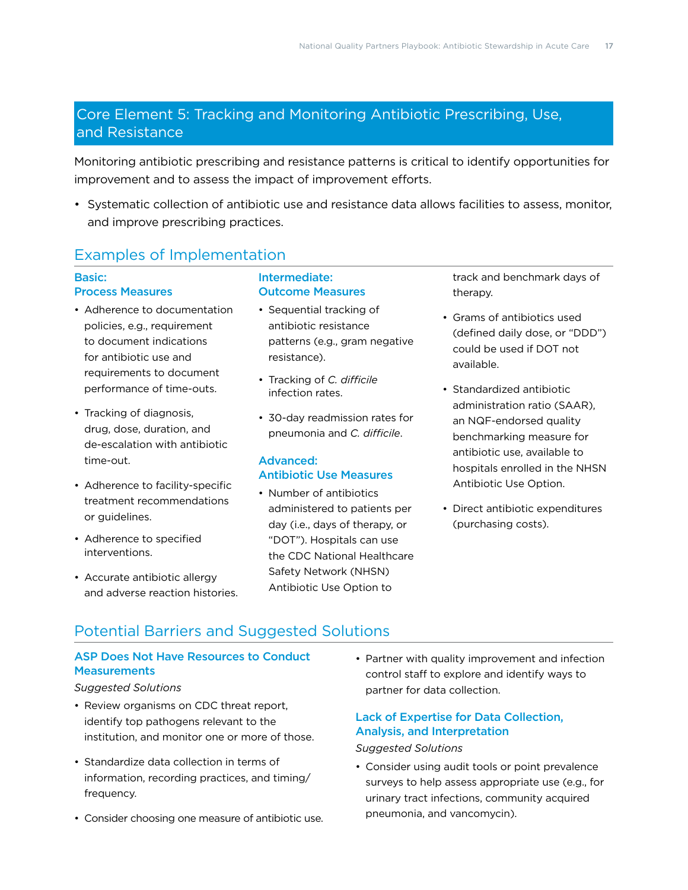## Core Element 5: Tracking and Monitoring Antibiotic Prescribing, Use, and Resistance

Monitoring antibiotic prescribing and resistance patterns is critical to identify opportunities for improvement and to assess the impact of improvement efforts.

- Systematic collection of antibiotic use and resistance data allows facilities to assess, monitor, and improve prescribing practices.

### Examples of Implementation

#### Basic: Process Measures

- Adherence to documentation policies, e.g., requirement to document indications for antibiotic use and requirements to document performance of time-outs.
- Tracking of diagnosis, drug, dose, duration, and de-escalation with antibiotic time-out.
- Adherence to facility-specific treatment recommendations or guidelines.
- Adherence to specified interventions.
- Accurate antibiotic allergy and adverse reaction histories.

#### Intermediate: Outcome Measures

- Sequential tracking of antibiotic resistance patterns (e.g., gram negative resistance).
- Tracking of *C. difficile* infection rates.
- 30-day readmission rates for pneumonia and *C. difficile*.

#### Advanced: Antibiotic Use Measures

- Number of antibiotics administered to patients per day (i.e., days of therapy, or "DOT"). Hospitals can use the CDC National Healthcare Safety Network (NHSN) Antibiotic Use Option to track and benchmark days of therapy.
- Grams of antibiotics used (defined daily dose, or "DDD") could be used if DOT not available.
- Standardized antibiotic administration ratio (SAAR), an NQF-endorsed quality benchmarking measure for antibiotic use, available to hospitals enrolled in the NHSN Antibiotic Use Option.
- Direct antibiotic expenditures (purchasing costs).

### Potential Barriers and Suggested Solutions

#### ASP Does Not Have Resources to Conduct Measurements

*Suggested Solutions*

- Review organisms on CDC threat report, identify top pathogens relevant to the institution, and monitor one or more of those.
- Standardize data collection in terms of information, recording practices, and timing/frequency.
- Consider choosing one measure of antibiotic use.
- Partner with quality improvement and infection control staff to explore and identify ways to partner for data collection.

#### Lack of Expertise for Data Collection, Analysis, and Interpretation

*Suggested Solutions*

- Consider using audit tools or point prevalence surveys to help assess appropriate use (e.g., for urinary tract infections, community acquired pneumonia, and vancomycin).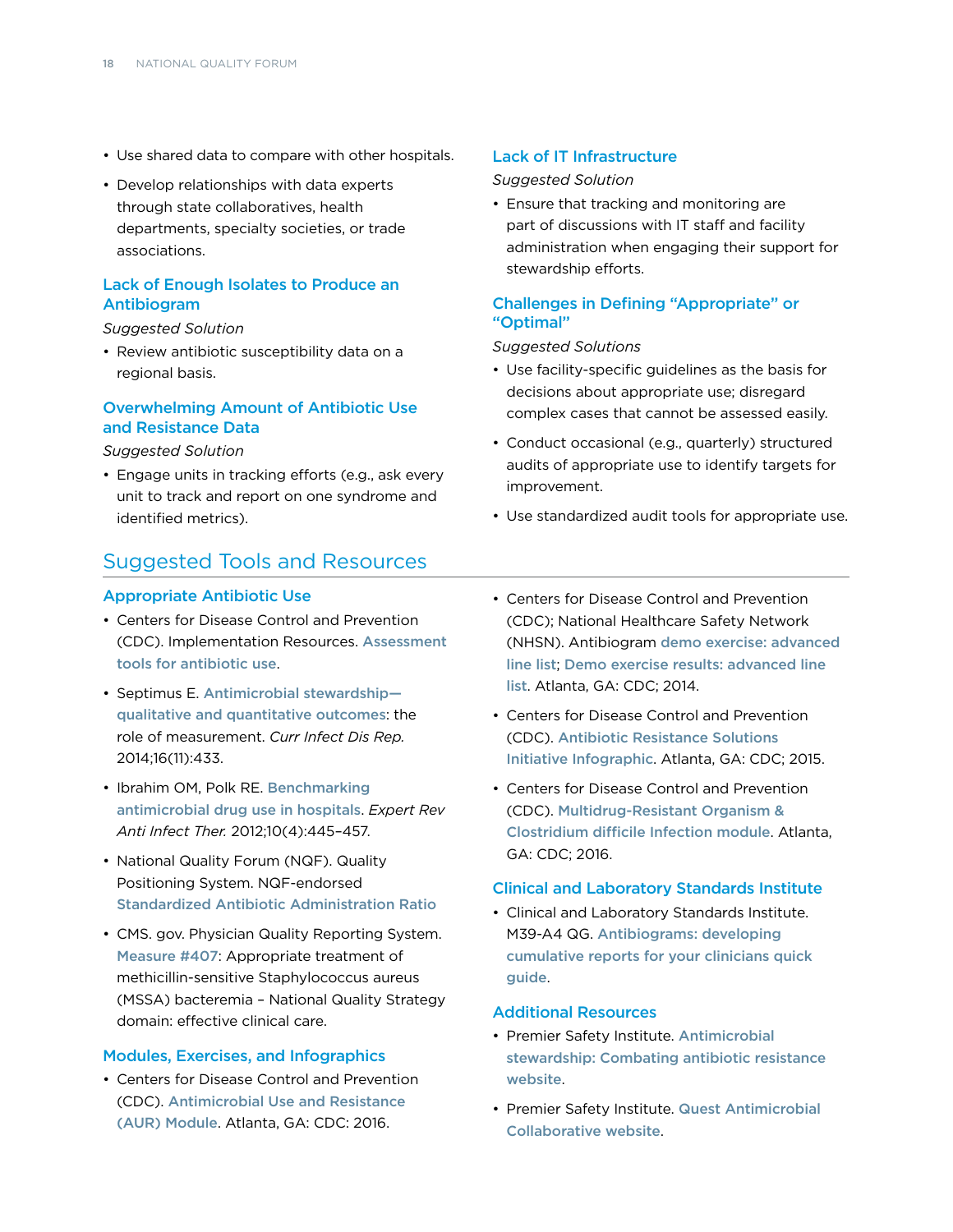- Use shared data to compare with other hospitals.
- Develop relationships with data experts through state collaboratives, health departments, specialty societies, or trade associations.

### Lack of Enough Isolates to Produce an Antibiogram

*Suggested Solution*

- Review antibiotic susceptibility data on a regional basis.

### Overwhelming Amount of Antibiotic Use and Resistance Data

*Suggested Solution*

- Engage units in tracking efforts (e.g., ask every unit to track and report on one syndrome and identified metrics).

### Lack of IT Infrastructure

*Suggested Solution*

- Ensure that tracking and monitoring are part of discussions with IT staff and facility administration when engaging their support for stewardship efforts.

### Challenges in Defining "Appropriate" or "Optimal"

*Suggested Solutions*

- Use facility-specific guidelines as the basis for decisions about appropriate use; disregard complex cases that cannot be assessed easily.
- Conduct occasional (e.g., quarterly) structured audits of appropriate use to identify targets for improvement.
- Use standardized audit tools for appropriate use.

## Suggested Tools and Resources

### Appropriate Antibiotic Use

- Centers for Disease Control and Prevention (CDC). Implementation Resources. Assessment tools for antibiotic use.
- Septimus E. Antimicrobial stewardship—qualitative and quantitative outcomes: the role of measurement. *Curr Infect Dis Rep.* 2014;16(11):433.
- Ibrahim OM, Polk RE. Benchmarking antimicrobial drug use in hospitals. *Expert Rev Anti Infect Ther.* 2012;10(4):445–457.
- National Quality Forum (NQF). Quality Positioning System. NQF-endorsed Standardized Antibiotic Administration Ratio
- CMS. gov. Physician Quality Reporting System. Measure #407: Appropriate treatment of methicillin-sensitive Staphylococcus aureus (MSSA) bacteremia – National Quality Strategy domain: effective clinical care.

### Modules, Exercises, and Infographics

- Centers for Disease Control and Prevention (CDC). Antimicrobial Use and Resistance (AUR) Module. Atlanta, GA: CDC: 2016.
- Centers for Disease Control and Prevention (CDC); National Healthcare Safety Network (NHSN). Antibiogram demo exercise: advanced line list; Demo exercise results: advanced line list. Atlanta, GA: CDC; 2014.
- Centers for Disease Control and Prevention (CDC). Antibiotic Resistance Solutions Initiative Infographic. Atlanta, GA: CDC; 2015.
- Centers for Disease Control and Prevention (CDC). Multidrug-Resistant Organism & Clostridium difficile Infection module. Atlanta, GA: CDC; 2016.

### Clinical and Laboratory Standards Institute

- Clinical and Laboratory Standards Institute. M39-A4 QG. Antibiograms: developing cumulative reports for your clinicians quick guide.

### Additional Resources

- Premier Safety Institute. Antimicrobial stewardship: Combating antibiotic resistance website.
- Premier Safety Institute. Quest Antimicrobial Collaborative website.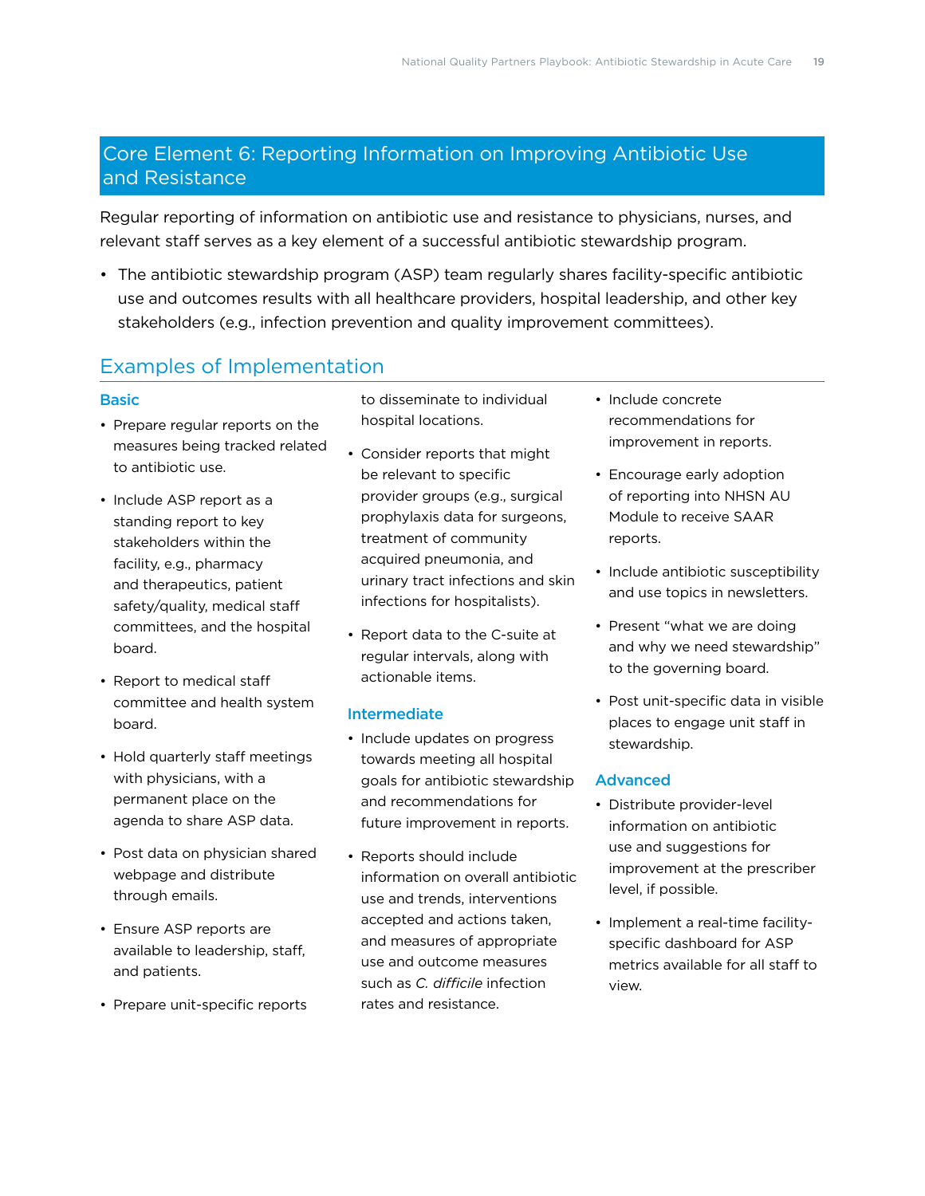## Core Element 6: Reporting Information on Improving Antibiotic Use and Resistance

Regular reporting of information on antibiotic use and resistance to physicians, nurses, and relevant staff serves as a key element of a successful antibiotic stewardship program.

- The antibiotic stewardship program (ASP) team regularly shares facility-specific antibiotic use and outcomes results with all healthcare providers, hospital leadership, and other key stakeholders (e.g., infection prevention and quality improvement committees).

### Examples of Implementation

#### Basic

- Prepare regular reports on the measures being tracked related to antibiotic use.
- Include ASP report as a standing report to key stakeholders within the facility, e.g., pharmacy and therapeutics, patient safety/quality, medical staff committees, and the hospital board.
- Report to medical staff committee and health system board.
- Hold quarterly staff meetings with physicians, with a permanent place on the agenda to share ASP data.
- Post data on physician shared webpage and distribute through emails.
- Ensure ASP reports are available to leadership, staff, and patients.
- Prepare unit-specific reports to disseminate to individual hospital locations.
- Consider reports that might be relevant to specific provider groups (e.g., surgical prophylaxis data for surgeons, treatment of community acquired pneumonia, and urinary tract infections and skin infections for hospitalists).
- Report data to the C-suite at regular intervals, along with actionable items.

#### Intermediate

- Include updates on progress towards meeting all hospital goals for antibiotic stewardship and recommendations for future improvement in reports.
- Reports should include information on overall antibiotic use and trends, interventions accepted and actions taken, and measures of appropriate use and outcome measures such as *C. difficile* infection rates and resistance.
- Include concrete recommendations for improvement in reports.
- Encourage early adoption of reporting into NHSN AU Module to receive SAAR reports.
- Include antibiotic susceptibility and use topics in newsletters.
- Present "what we are doing and why we need stewardship" to the governing board.
- Post unit-specific data in visible places to engage unit staff in stewardship.

#### Advanced

- Distribute provider-level information on antibiotic use and suggestions for improvement at the prescriber level, if possible.
- Implement a real-time facility-specific dashboard for ASP metrics available for all staff to view.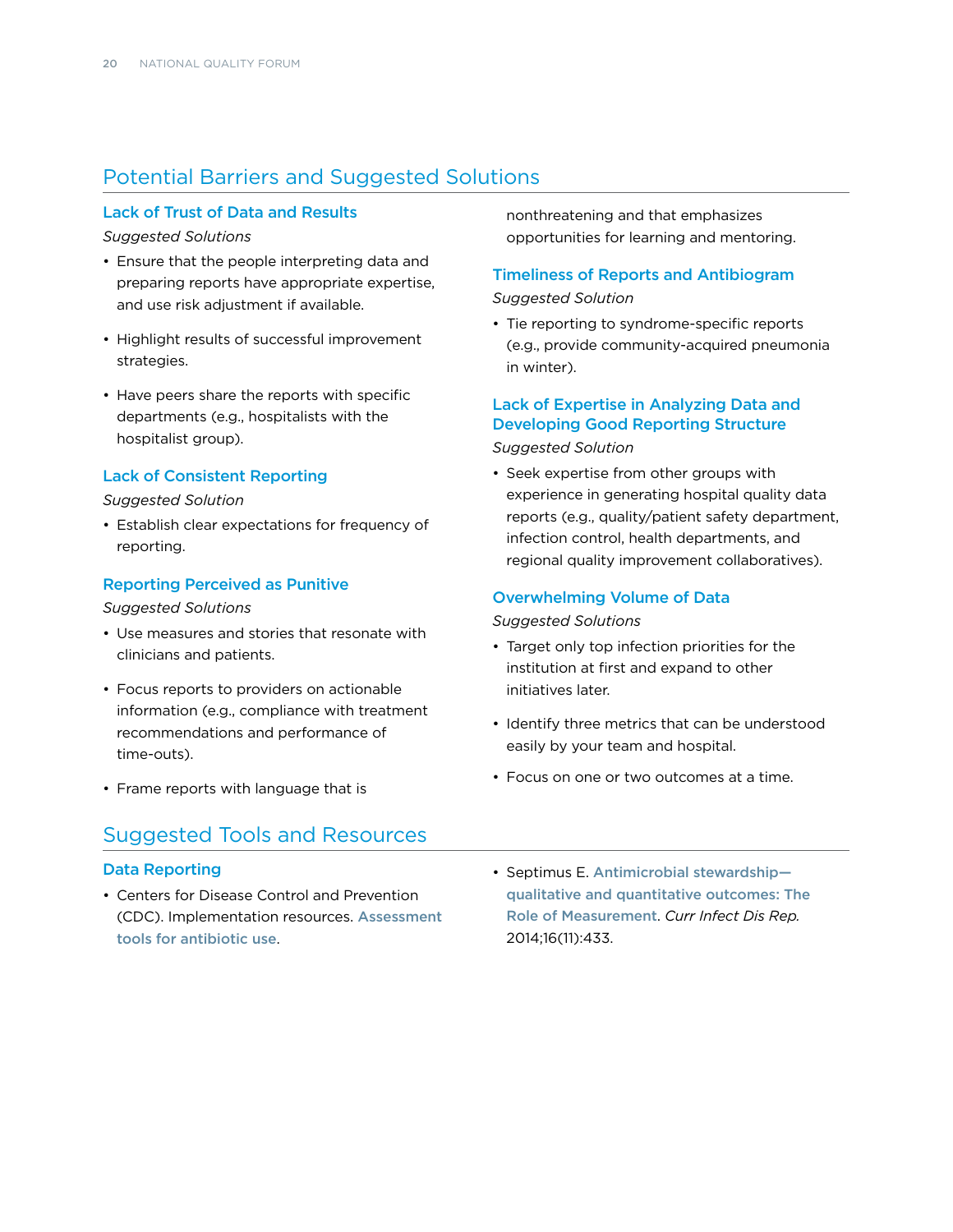## Potential Barriers and Suggested Solutions

### Lack of Trust of Data and Results

*Suggested Solutions*

- Ensure that the people interpreting data and preparing reports have appropriate expertise, and use risk adjustment if available.
- Highlight results of successful improvement strategies.
- Have peers share the reports with specific departments (e.g., hospitalists with the hospitalist group).

### Lack of Consistent Reporting

*Suggested Solution*

- Establish clear expectations for frequency of reporting.

### Reporting Perceived as Punitive

*Suggested Solutions*

- Use measures and stories that resonate with clinicians and patients.
- Focus reports to providers on actionable information (e.g., compliance with treatment recommendations and performance of time-outs).
- Frame reports with language that is nonthreatening and that emphasizes opportunities for learning and mentoring.

### Timeliness of Reports and Antibiogram

*Suggested Solution*

- Tie reporting to syndrome-specific reports (e.g., provide community-acquired pneumonia in winter).

### Lack of Expertise in Analyzing Data and Developing Good Reporting Structure

*Suggested Solution*

- Seek expertise from other groups with experience in generating hospital quality data reports (e.g., quality/patient safety department, infection control, health departments, and regional quality improvement collaboratives).

### Overwhelming Volume of Data

*Suggested Solutions*

- Target only top infection priorities for the institution at first and expand to other initiatives later.
- Identify three metrics that can be understood easily by your team and hospital.
- Focus on one or two outcomes at a time.

## Suggested Tools and Resources

### Data Reporting

- Centers for Disease Control and Prevention (CDC). Implementation resources. Assessment tools for antibiotic use.
- Septimus E. Antimicrobial stewardship—qualitative and quantitative outcomes: The Role of Measurement. *Curr Infect Dis Rep.* 2014;16(11):433.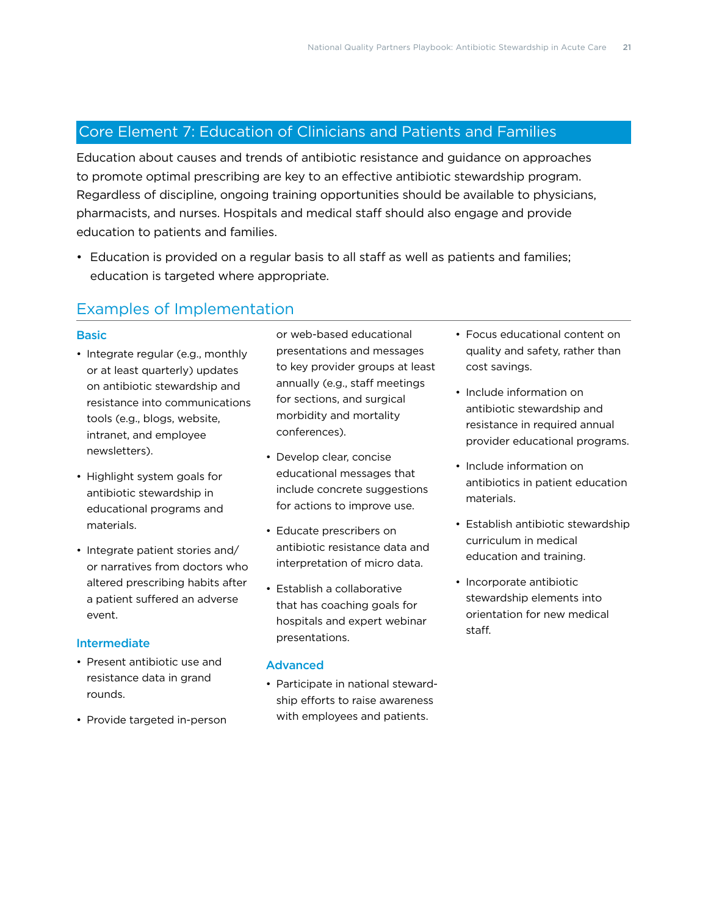## Core Element 7: Education of Clinicians and Patients and Families

Education about causes and trends of antibiotic resistance and guidance on approaches to promote optimal prescribing are key to an effective antibiotic stewardship program. Regardless of discipline, ongoing training opportunities should be available to physicians, pharmacists, and nurses. Hospitals and medical staff should also engage and provide education to patients and families.

- Education is provided on a regular basis to all staff as well as patients and families; education is targeted where appropriate.

### Examples of Implementation

#### Basic

- Integrate regular (e.g., monthly or at least quarterly) updates on antibiotic stewardship and resistance into communications tools (e.g., blogs, website, intranet, and employee newsletters).
- Highlight system goals for antibiotic stewardship in educational programs and materials.
- Integrate patient stories and/or narratives from doctors who altered prescribing habits after a patient suffered an adverse event.

#### Intermediate

- Present antibiotic use and resistance data in grand rounds.
- Provide targeted in-person or web-based educational presentations and messages to key provider groups at least annually (e.g., staff meetings for sections, and surgical morbidity and mortality conferences).
- Develop clear, concise educational messages that include concrete suggestions for actions to improve use.
- Educate prescribers on antibiotic resistance data and interpretation of micro data.
- Establish a collaborative that has coaching goals for hospitals and expert webinar presentations.

#### Advanced

- Participate in national stewardship efforts to raise awareness with employees and patients.
- Focus educational content on quality and safety, rather than cost savings.
- Include information on antibiotic stewardship and resistance in required annual provider educational programs.
- Include information on antibiotics in patient education materials.
- Establish antibiotic stewardship curriculum in medical education and training.
- Incorporate antibiotic stewardship elements into orientation for new medical staff.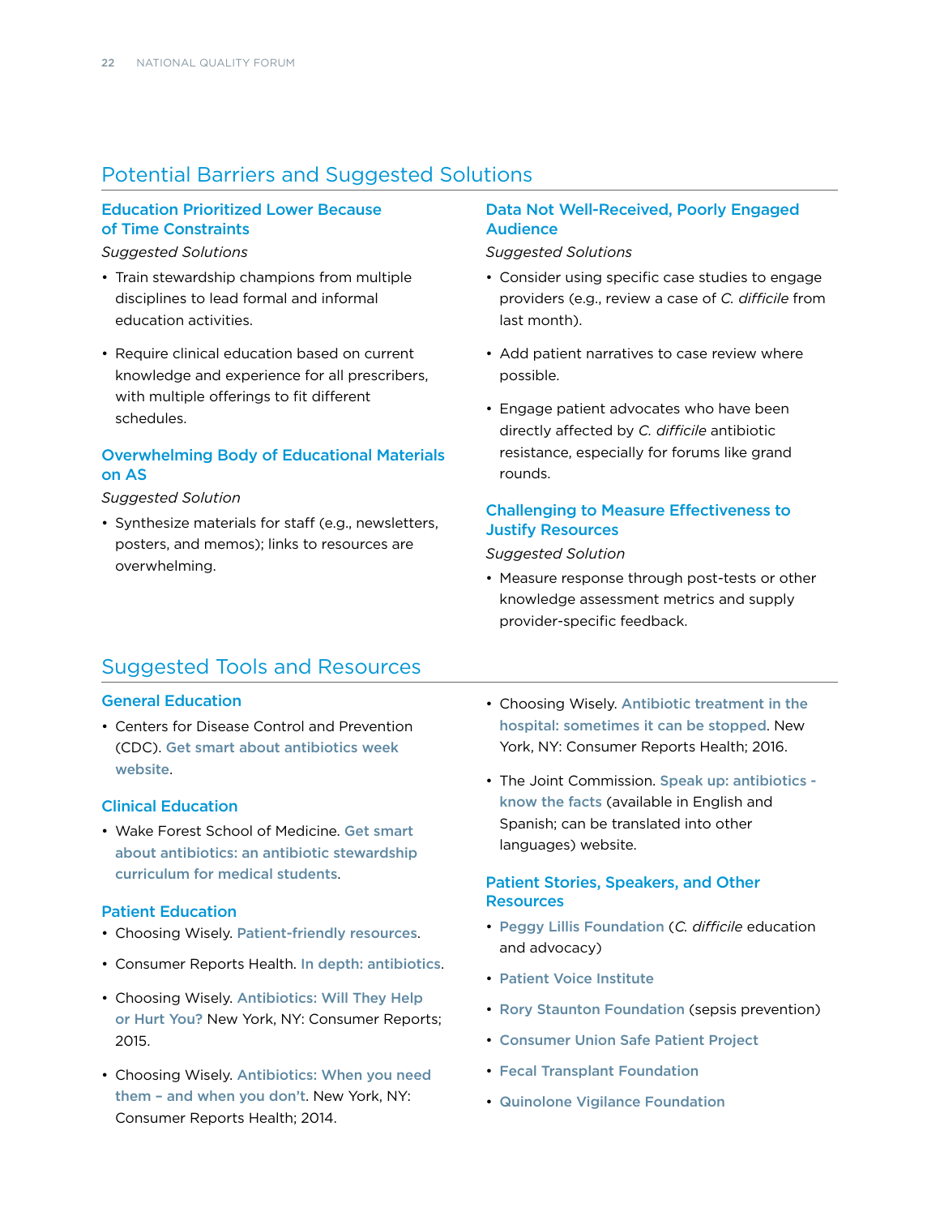## Potential Barriers and Suggested Solutions

### Education Prioritized Lower Because of Time Constraints

*Suggested Solutions*

- Train stewardship champions from multiple disciplines to lead formal and informal education activities.
- Require clinical education based on current knowledge and experience for all prescribers, with multiple offerings to fit different schedules.

### Overwhelming Body of Educational Materials on AS

*Suggested Solution*

- Synthesize materials for staff (e.g., newsletters, posters, and memos); links to resources are overwhelming.

### Data Not Well-Received, Poorly Engaged Audience

*Suggested Solutions*

- Consider using specific case studies to engage providers (e.g., review a case of *C. difficile* from last month).
- Add patient narratives to case review where possible.
- Engage patient advocates who have been directly affected by *C. difficile* antibiotic resistance, especially for forums like grand rounds.

### Challenging to Measure Effectiveness to Justify Resources

*Suggested Solution*

- Measure response through post-tests or other knowledge assessment metrics and supply provider-specific feedback.

## Suggested Tools and Resources

### General Education

- Centers for Disease Control and Prevention (CDC). Get smart about antibiotics week website.

### Clinical Education

- Wake Forest School of Medicine. Get smart about antibiotics: an antibiotic stewardship curriculum for medical students.

### Patient Education

- Choosing Wisely. Patient-friendly resources.
- Consumer Reports Health. In depth: antibiotics.
- Choosing Wisely. Antibiotics: Will They Help or Hurt You? New York, NY: Consumer Reports; 2015.
- Choosing Wisely. Antibiotics: When you need them – and when you don't. New York, NY: Consumer Reports Health; 2014.
- Choosing Wisely. Antibiotic treatment in the hospital: sometimes it can be stopped. New York, NY: Consumer Reports Health; 2016.
- The Joint Commission. Speak up: antibiotics - know the facts (available in English and Spanish; can be translated into other languages) website.

### Patient Stories, Speakers, and Other Resources

- Peggy Lillis Foundation (*C. difficile* education and advocacy)
- Patient Voice Institute
- Rory Staunton Foundation (sepsis prevention)
- Consumer Union Safe Patient Project
- Fecal Transplant Foundation
- Quinolone Vigilance Foundation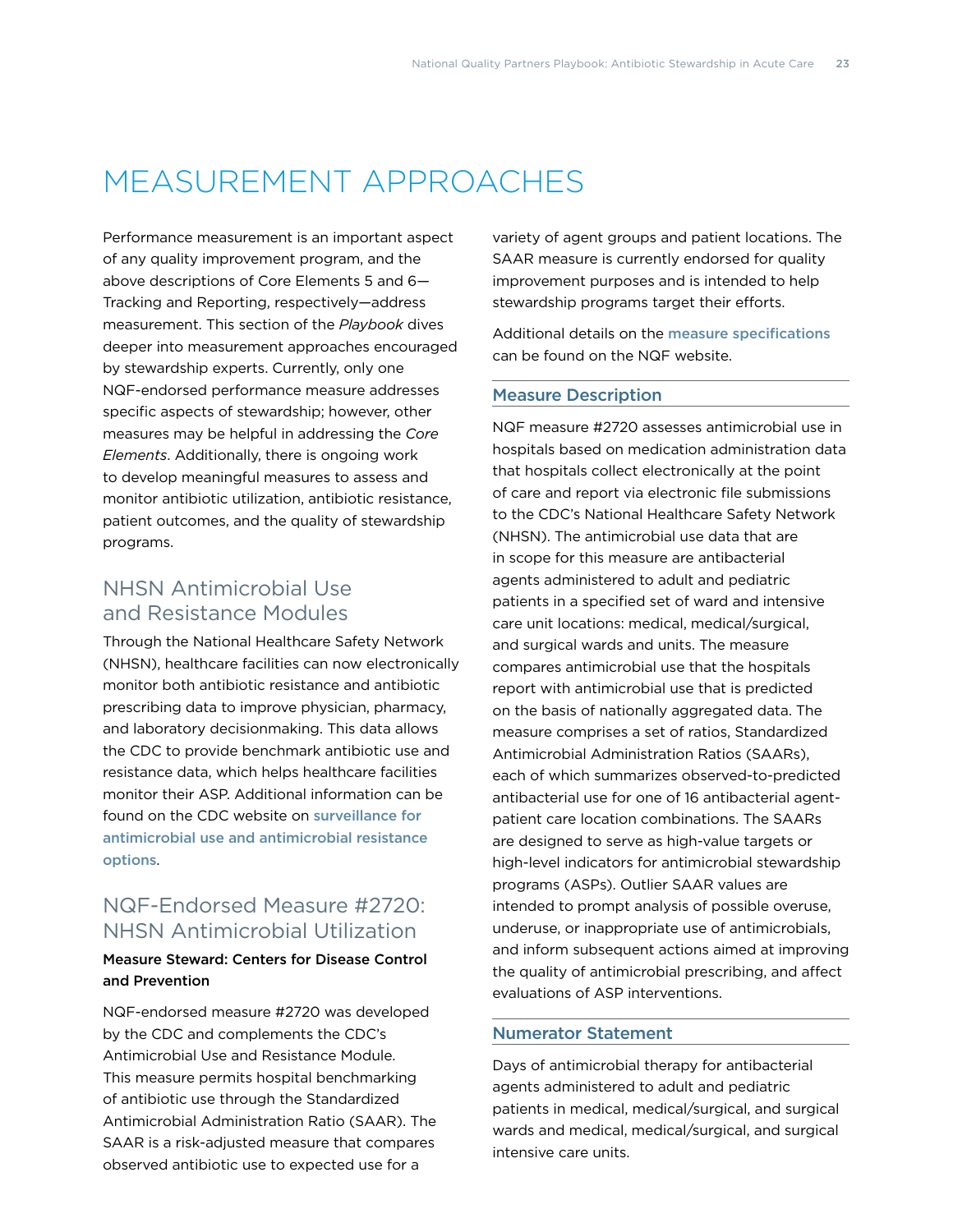# MEASUREMENT APPROACHES

Performance measurement is an important aspect of any quality improvement program, and the above descriptions of Core Elements 5 and 6—Tracking and Reporting, respectively—address measurement. This section of the *Playbook* dives deeper into measurement approaches encouraged by stewardship experts. Currently, only one NQF-endorsed performance measure addresses specific aspects of stewardship; however, other measures may be helpful in addressing the *Core Elements*. Additionally, there is ongoing work to develop meaningful measures to assess and monitor antibiotic utilization, antibiotic resistance, patient outcomes, and the quality of stewardship programs.

## NHSN Antimicrobial Use and Resistance Modules

Through the National Healthcare Safety Network (NHSN), healthcare facilities can now electronically monitor both antibiotic resistance and antibiotic prescribing data to improve physician, pharmacy, and laboratory decisionmaking. This data allows the CDC to provide benchmark antibiotic use and resistance data, which helps healthcare facilities monitor their ASP. Additional information can be found on the CDC website on **surveillance for antimicrobial use and antimicrobial resistance options**.

## NQF-Endorsed Measure #2720: NHSN Antimicrobial Utilization

**Measure Steward: Centers for Disease Control and Prevention**

NQF-endorsed measure #2720 was developed by the CDC and complements the CDC's Antimicrobial Use and Resistance Module. This measure permits hospital benchmarking of antibiotic use through the Standardized Antimicrobial Administration Ratio (SAAR). The SAAR is a risk-adjusted measure that compares observed antibiotic use to expected use for a variety of agent groups and patient locations. The SAAR measure is currently endorsed for quality improvement purposes and is intended to help stewardship programs target their efforts.

Additional details on the **measure specifications** can be found on the NQF website.

### Measure Description

NQF measure #2720 assesses antimicrobial use in hospitals based on medication administration data that hospitals collect electronically at the point of care and report via electronic file submissions to the CDC's National Healthcare Safety Network (NHSN). The antimicrobial use data that are in scope for this measure are antibacterial agents administered to adult and pediatric patients in a specified set of ward and intensive care unit locations: medical, medical/surgical, and surgical wards and units. The measure compares antimicrobial use that the hospitals report with antimicrobial use that is predicted on the basis of nationally aggregated data. The measure comprises a set of ratios, Standardized Antimicrobial Administration Ratios (SAARs), each of which summarizes observed-to-predicted antibacterial use for one of 16 antibacterial agent-patient care location combinations. The SAARs are designed to serve as high-value targets or high-level indicators for antimicrobial stewardship programs (ASPs). Outlier SAAR values are intended to prompt analysis of possible overuse, underuse, or inappropriate use of antimicrobials, and inform subsequent actions aimed at improving the quality of antimicrobial prescribing, and affect evaluations of ASP interventions.

### Numerator Statement

Days of antimicrobial therapy for antibacterial agents administered to adult and pediatric patients in medical, medical/surgical, and surgical wards and medical, medical/surgical, and surgical intensive care units.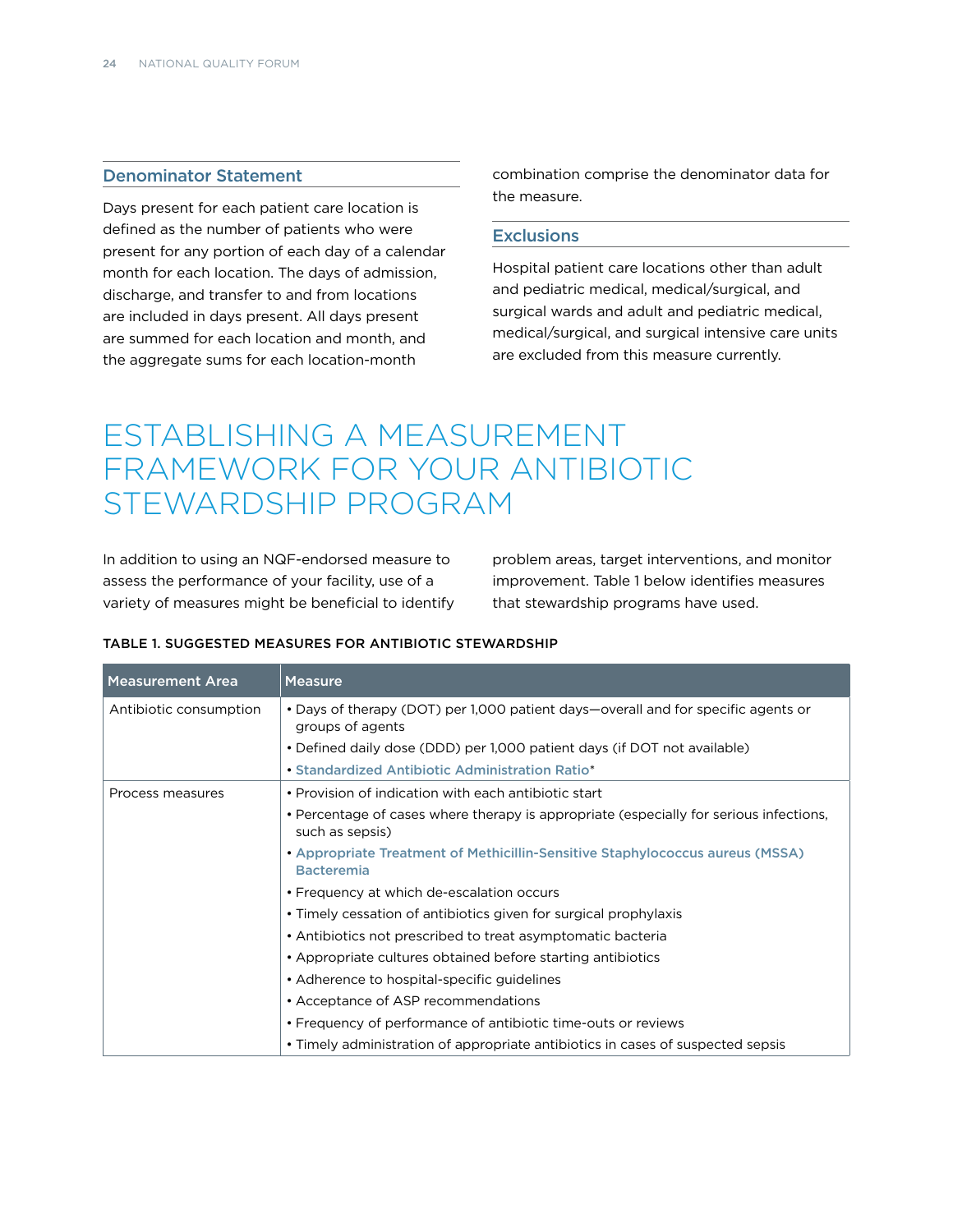### Denominator Statement

Days present for each patient care location is defined as the number of patients who were present for any portion of each day of a calendar month for each location. The days of admission, discharge, and transfer to and from locations are included in days present. All days present are summed for each location and month, and the aggregate sums for each location-month combination comprise the denominator data for the measure.

### Exclusions

Hospital patient care locations other than adult and pediatric medical, medical/surgical, and surgical wards and adult and pediatric medical, medical/surgical, and surgical intensive care units are excluded from this measure currently.

# ESTABLISHING A MEASUREMENT FRAMEWORK FOR YOUR ANTIBIOTIC STEWARDSHIP PROGRAM

In addition to using an NQF-endorsed measure to assess the performance of your facility, use of a variety of measures might be beneficial to identify problem areas, target interventions, and monitor improvement. Table 1 below identifies measures that stewardship programs have used.

**TABLE 1. SUGGESTED MEASURES FOR ANTIBIOTIC STEWARDSHIP**

| Measurement Area | Measure |
|---|---|
| Antibiotic consumption | • Days of therapy (DOT) per 1,000 patient days—overall and for specific agents or groups of agents<br>• Defined daily dose (DDD) per 1,000 patient days (if DOT not available)<br>• Standardized Antibiotic Administration Ratio* |
| Process measures | • Provision of indication with each antibiotic start<br>• Percentage of cases where therapy is appropriate (especially for serious infections, such as sepsis)<br>• Appropriate Treatment of Methicillin-Sensitive Staphylococcus aureus (MSSA) Bacteremia<br>• Frequency at which de-escalation occurs<br>• Timely cessation of antibiotics given for surgical prophylaxis<br>• Antibiotics not prescribed to treat asymptomatic bacteria<br>• Appropriate cultures obtained before starting antibiotics<br>• Adherence to hospital-specific guidelines<br>• Acceptance of ASP recommendations<br>• Frequency of performance of antibiotic time-outs or reviews<br>• Timely administration of appropriate antibiotics in cases of suspected sepsis |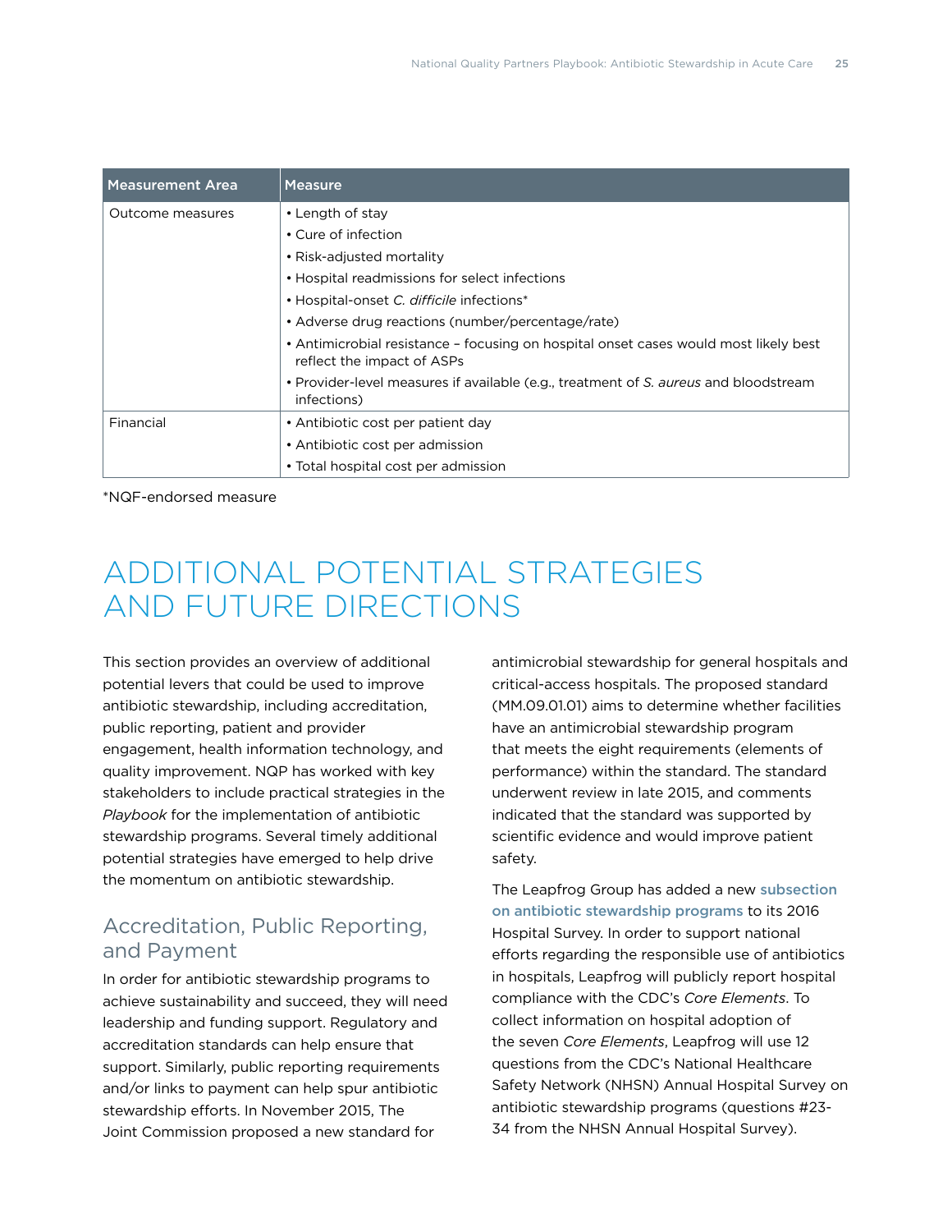| Measurement Area | Measure |
| --- | --- |
| Outcome measures | • Length of stay<br>• Cure of infection<br>• Risk-adjusted mortality<br>• Hospital readmissions for select infections<br>• Hospital-onset *C. difficile* infections*<br>• Adverse drug reactions (number/percentage/rate)<br>• Antimicrobial resistance – focusing on hospital onset cases would most likely best reflect the impact of ASPs<br>• Provider-level measures if available (e.g., treatment of *S. aureus* and bloodstream infections) |
| Financial | • Antibiotic cost per patient day<br>• Antibiotic cost per admission<br>• Total hospital cost per admission |

*NQF-endorsed measure

# ADDITIONAL POTENTIAL STRATEGIES AND FUTURE DIRECTIONS

This section provides an overview of additional potential levers that could be used to improve antibiotic stewardship, including accreditation, public reporting, patient and provider engagement, health information technology, and quality improvement. NQP has worked with key stakeholders to include practical strategies in the *Playbook* for the implementation of antibiotic stewardship programs. Several timely additional potential strategies have emerged to help drive the momentum on antibiotic stewardship.

## Accreditation, Public Reporting, and Payment

In order for antibiotic stewardship programs to achieve sustainability and succeed, they will need leadership and funding support. Regulatory and accreditation standards can help ensure that support. Similarly, public reporting requirements and/or links to payment can help spur antibiotic stewardship efforts. In November 2015, The Joint Commission proposed a new standard for antimicrobial stewardship for general hospitals and critical-access hospitals. The proposed standard (MM.09.01.01) aims to determine whether facilities have an antimicrobial stewardship program that meets the eight requirements (elements of performance) within the standard. The standard underwent review in late 2015, and comments indicated that the standard was supported by scientific evidence and would improve patient safety.

The Leapfrog Group has added a new subsection on antibiotic stewardship programs to its 2016 Hospital Survey. In order to support national efforts regarding the responsible use of antibiotics in hospitals, Leapfrog will publicly report hospital compliance with the CDC's *Core Elements*. To collect information on hospital adoption of the seven *Core Elements*, Leapfrog will use 12 questions from the CDC's National Healthcare Safety Network (NHSN) Annual Hospital Survey on antibiotic stewardship programs (questions #23-34 from the NHSN Annual Hospital Survey).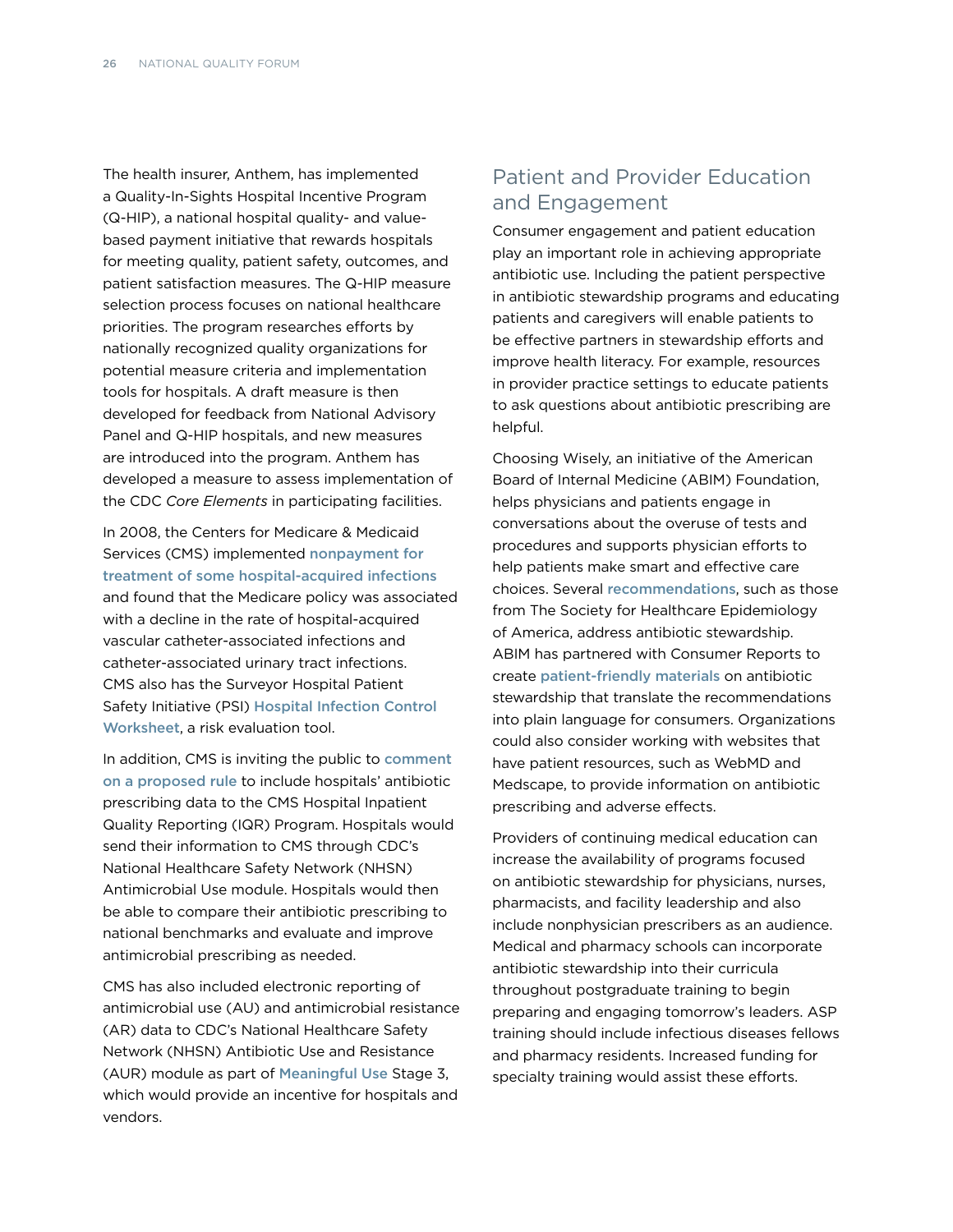The health insurer, Anthem, has implemented a Quality-In-Sights Hospital Incentive Program (Q-HIP), a national hospital quality- and value-based payment initiative that rewards hospitals for meeting quality, patient safety, outcomes, and patient satisfaction measures. The Q-HIP measure selection process focuses on national healthcare priorities. The program researches efforts by nationally recognized quality organizations for potential measure criteria and implementation tools for hospitals. A draft measure is then developed for feedback from National Advisory Panel and Q-HIP hospitals, and new measures are introduced into the program. Anthem has developed a measure to assess implementation of the CDC *Core Elements* in participating facilities.

In 2008, the Centers for Medicare & Medicaid Services (CMS) implemented nonpayment for treatment of some hospital-acquired infections and found that the Medicare policy was associated with a decline in the rate of hospital-acquired vascular catheter-associated infections and catheter-associated urinary tract infections. CMS also has the Surveyor Hospital Patient Safety Initiative (PSI) Hospital Infection Control Worksheet, a risk evaluation tool.

In addition, CMS is inviting the public to comment on a proposed rule to include hospitals' antibiotic prescribing data to the CMS Hospital Inpatient Quality Reporting (IQR) Program. Hospitals would send their information to CMS through CDC's National Healthcare Safety Network (NHSN) Antimicrobial Use module. Hospitals would then be able to compare their antibiotic prescribing to national benchmarks and evaluate and improve antimicrobial prescribing as needed.

CMS has also included electronic reporting of antimicrobial use (AU) and antimicrobial resistance (AR) data to CDC's National Healthcare Safety Network (NHSN) Antibiotic Use and Resistance (AUR) module as part of Meaningful Use Stage 3, which would provide an incentive for hospitals and vendors.

## Patient and Provider Education and Engagement

Consumer engagement and patient education play an important role in achieving appropriate antibiotic use. Including the patient perspective in antibiotic stewardship programs and educating patients and caregivers will enable patients to be effective partners in stewardship efforts and improve health literacy. For example, resources in provider practice settings to educate patients to ask questions about antibiotic prescribing are helpful.

Choosing Wisely, an initiative of the American Board of Internal Medicine (ABIM) Foundation, helps physicians and patients engage in conversations about the overuse of tests and procedures and supports physician efforts to help patients make smart and effective care choices. Several recommendations, such as those from The Society for Healthcare Epidemiology of America, address antibiotic stewardship. ABIM has partnered with Consumer Reports to create patient-friendly materials on antibiotic stewardship that translate the recommendations into plain language for consumers. Organizations could also consider working with websites that have patient resources, such as WebMD and Medscape, to provide information on antibiotic prescribing and adverse effects.

Providers of continuing medical education can increase the availability of programs focused on antibiotic stewardship for physicians, nurses, pharmacists, and facility leadership and also include nonphysician prescribers as an audience. Medical and pharmacy schools can incorporate antibiotic stewardship into their curricula throughout postgraduate training to begin preparing and engaging tomorrow's leaders. ASP training should include infectious diseases fellows and pharmacy residents. Increased funding for specialty training would assist these efforts.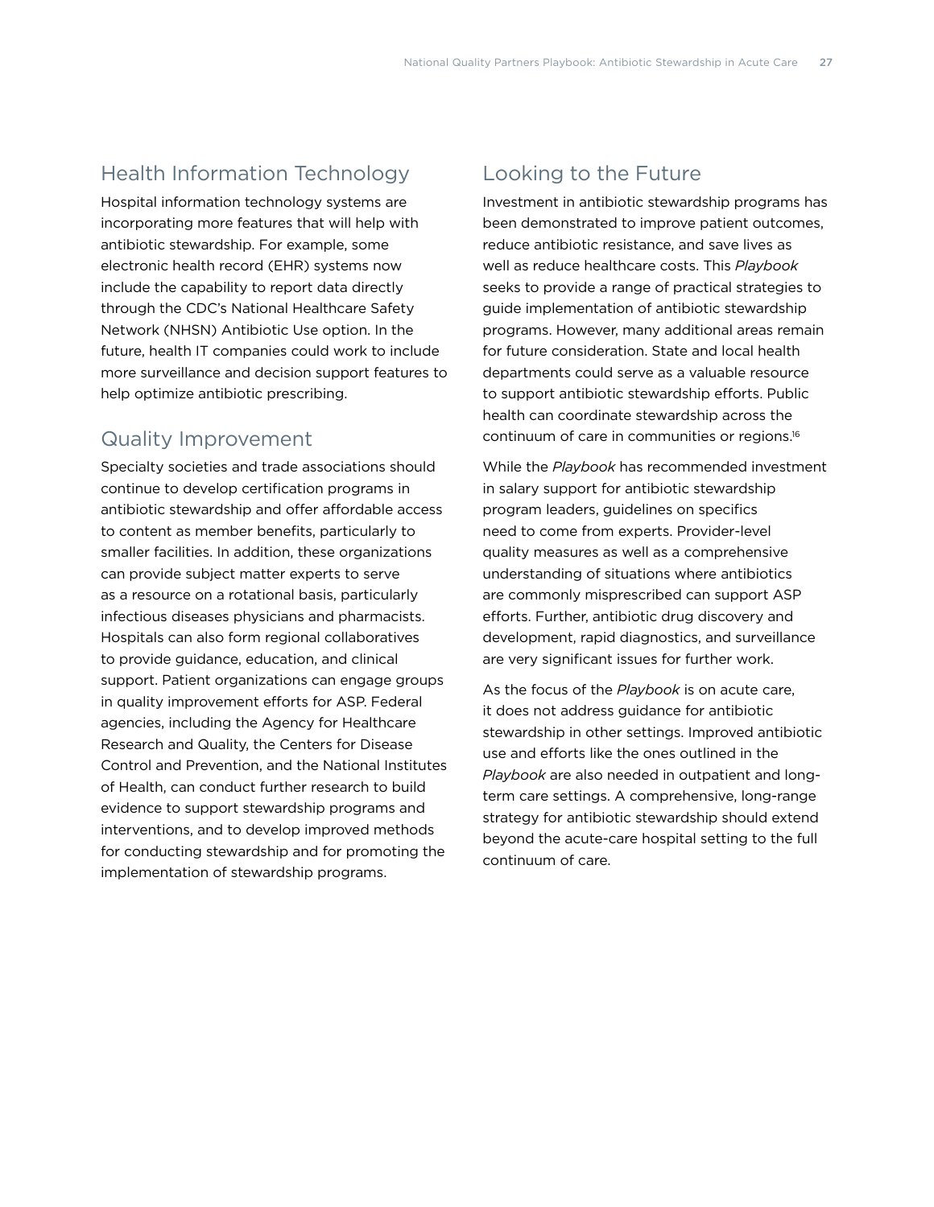## Health Information Technology

Hospital information technology systems are incorporating more features that will help with antibiotic stewardship. For example, some electronic health record (EHR) systems now include the capability to report data directly through the CDC's National Healthcare Safety Network (NHSN) Antibiotic Use option. In the future, health IT companies could work to include more surveillance and decision support features to help optimize antibiotic prescribing.

## Quality Improvement

Specialty societies and trade associations should continue to develop certification programs in antibiotic stewardship and offer affordable access to content as member benefits, particularly to smaller facilities. In addition, these organizations can provide subject matter experts to serve as a resource on a rotational basis, particularly infectious diseases physicians and pharmacists. Hospitals can also form regional collaboratives to provide guidance, education, and clinical support. Patient organizations can engage groups in quality improvement efforts for ASP. Federal agencies, including the Agency for Healthcare Research and Quality, the Centers for Disease Control and Prevention, and the National Institutes of Health, can conduct further research to build evidence to support stewardship programs and interventions, and to develop improved methods for conducting stewardship and for promoting the implementation of stewardship programs.

## Looking to the Future

Investment in antibiotic stewardship programs has been demonstrated to improve patient outcomes, reduce antibiotic resistance, and save lives as well as reduce healthcare costs. This *Playbook* seeks to provide a range of practical strategies to guide implementation of antibiotic stewardship programs. However, many additional areas remain for future consideration. State and local health departments could serve as a valuable resource to support antibiotic stewardship efforts. Public health can coordinate stewardship across the continuum of care in communities or regions.[16]

While the *Playbook* has recommended investment in salary support for antibiotic stewardship program leaders, guidelines on specifics need to come from experts. Provider-level quality measures as well as a comprehensive understanding of situations where antibiotics are commonly misprescribed can support ASP efforts. Further, antibiotic drug discovery and development, rapid diagnostics, and surveillance are very significant issues for further work.

As the focus of the *Playbook* is on acute care, it does not address guidance for antibiotic stewardship in other settings. Improved antibiotic use and efforts like the ones outlined in the *Playbook* are also needed in outpatient and long-term care settings. A comprehensive, long-range strategy for antibiotic stewardship should extend beyond the acute-care hospital setting to the full continuum of care.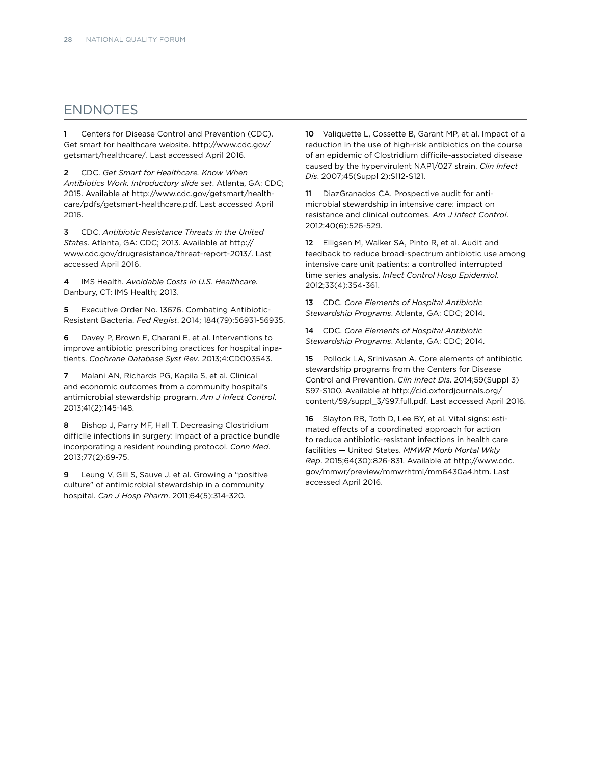## ENDNOTES

1 Centers for Disease Control and Prevention (CDC). Get smart for healthcare website. http://www.cdc.gov/getsmart/healthcare/. Last accessed April 2016.

2 CDC. *Get Smart for Healthcare. Know When Antibiotics Work. Introductory slide set*. Atlanta, GA: CDC; 2015. Available at http://www.cdc.gov/getsmart/healthcare/pdfs/getsmart-healthcare.pdf. Last accessed April 2016.

3 CDC. *Antibiotic Resistance Threats in the United States*. Atlanta, GA: CDC; 2013. Available at http://www.cdc.gov/drugresistance/threat-report-2013/. Last accessed April 2016.

4 IMS Health. *Avoidable Costs in U.S. Healthcare.* Danbury, CT: IMS Health; 2013.

5 Executive Order No. 13676. Combating Antibiotic-Resistant Bacteria. *Fed Regist*. 2014; 184(79):56931-56935.

6 Davey P, Brown E, Charani E, et al. Interventions to improve antibiotic prescribing practices for hospital inpatients. *Cochrane Database Syst Rev*. 2013;4:CD003543.

7 Malani AN, Richards PG, Kapila S, et al. Clinical and economic outcomes from a community hospital's antimicrobial stewardship program. *Am J Infect Control*. 2013;41(2):145-148.

8 Bishop J, Parry MF, Hall T. Decreasing Clostridium difficile infections in surgery: impact of a practice bundle incorporating a resident rounding protocol. *Conn Med*. 2013;77(2):69-75.

9 Leung V, Gill S, Sauve J, et al. Growing a "positive culture" of antimicrobial stewardship in a community hospital. *Can J Hosp Pharm*. 2011;64(5):314-320.

10 Valiquette L, Cossette B, Garant MP, et al. Impact of a reduction in the use of high-risk antibiotics on the course of an epidemic of Clostridium difficile-associated disease caused by the hypervirulent NAP1/027 strain. *Clin Infect Dis*. 2007;45(Suppl 2):S112-S121.

11 DiazGranados CA. Prospective audit for antimicrobial stewardship in intensive care: impact on resistance and clinical outcomes. *Am J Infect Control*. 2012;40(6):526-529.

12 Elligsen M, Walker SA, Pinto R, et al. Audit and feedback to reduce broad-spectrum antibiotic use among intensive care unit patients: a controlled interrupted time series analysis. *Infect Control Hosp Epidemiol*. 2012;33(4):354-361.

13 CDC. *Core Elements of Hospital Antibiotic Stewardship Programs*. Atlanta, GA: CDC; 2014.

14 CDC. *Core Elements of Hospital Antibiotic Stewardship Programs*. Atlanta, GA: CDC; 2014.

15 Pollock LA, Srinivasan A. Core elements of antibiotic stewardship programs from the Centers for Disease Control and Prevention. *Clin Infect Dis*. 2014;59(Suppl 3) S97-S100. Available at http://cid.oxfordjournals.org/content/59/suppl_3/S97.full.pdf. Last accessed April 2016.

16 Slayton RB, Toth D, Lee BY, et al. Vital signs: estimated effects of a coordinated approach for action to reduce antibiotic-resistant infections in health care facilities — United States. *MMWR Morb Mortal Wkly Rep*. 2015;64(30):826-831. Available at http://www.cdc.gov/mmwr/preview/mmwrhtml/mm6430a4.htm. Last accessed April 2016.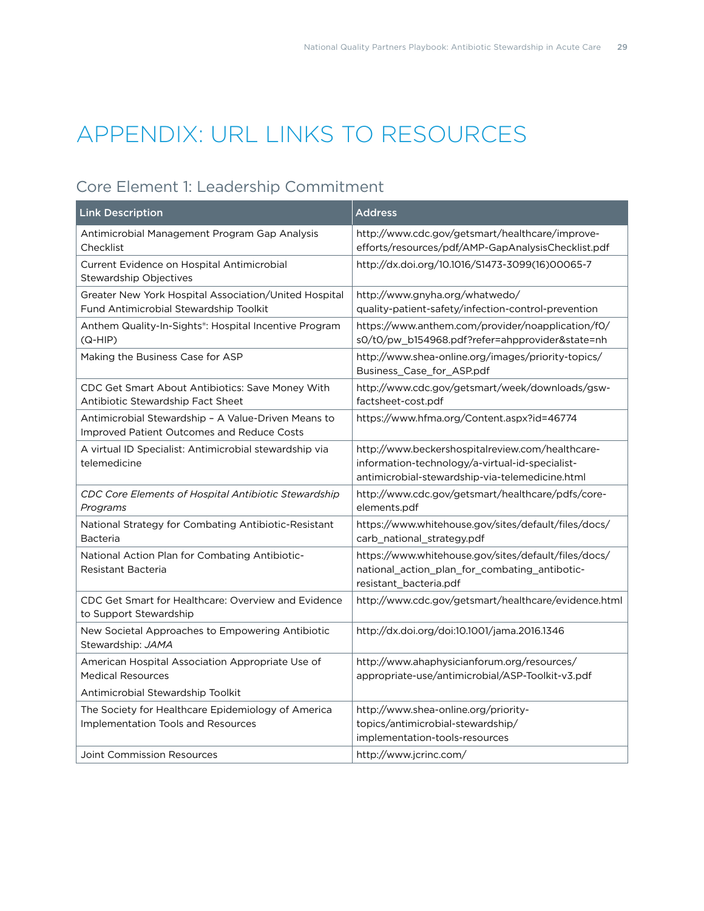# APPENDIX: URL LINKS TO RESOURCES

## Core Element 1: Leadership Commitment

| Link Description | Address |
| --- | --- |
| Antimicrobial Management Program Gap Analysis Checklist | http://www.cdc.gov/getsmart/healthcare/improve-efforts/resources/pdf/AMP-GapAnalysisChecklist.pdf |
| Current Evidence on Hospital Antimicrobial Stewardship Objectives | http://dx.doi.org/10.1016/S1473-3099(16)00065-7 |
| Greater New York Hospital Association/United Hospital Fund Antimicrobial Stewardship Toolkit | http://www.gnyha.org/whatwedo/quality-patient-safety/infection-control-prevention |
| Anthem Quality-In-Sights®: Hospital Incentive Program (Q-HIP) | https://www.anthem.com/provider/noapplication/f0/s0/t0/pw_b154968.pdf?refer=ahpprovider&state=nh |
| Making the Business Case for ASP | http://www.shea-online.org/images/priority-topics/Business_Case_for_ASP.pdf |
| CDC Get Smart About Antibiotics: Save Money With Antibiotic Stewardship Fact Sheet | http://www.cdc.gov/getsmart/week/downloads/gsw-factsheet-cost.pdf |
| Antimicrobial Stewardship – A Value-Driven Means to Improved Patient Outcomes and Reduce Costs | https://www.hfma.org/Content.aspx?id=46774 |
| A virtual ID Specialist: Antimicrobial stewardship via telemedicine | http://www.beckershospitalreview.com/healthcare-information-technology/a-virtual-id-specialist-antimicrobial-stewardship-via-telemedicine.html |
| *CDC Core Elements of Hospital Antibiotic Stewardship Programs* | http://www.cdc.gov/getsmart/healthcare/pdfs/core-elements.pdf |
| National Strategy for Combating Antibiotic-Resistant Bacteria | https://www.whitehouse.gov/sites/default/files/docs/carb_national_strategy.pdf |
| National Action Plan for Combating Antibiotic-Resistant Bacteria | https://www.whitehouse.gov/sites/default/files/docs/national_action_plan_for_combating_antibotic-resistant_bacteria.pdf |
| CDC Get Smart for Healthcare: Overview and Evidence to Support Stewardship | http://www.cdc.gov/getsmart/healthcare/evidence.html |
| New Societal Approaches to Empowering Antibiotic Stewardship: *JAMA* | http://dx.doi.org/doi:10.1001/jama.2016.1346 |
| American Hospital Association Appropriate Use of Medical Resources<br>Antimicrobial Stewardship Toolkit | http://www.ahaphysicianforum.org/resources/appropriate-use/antimicrobial/ASP-Toolkit-v3.pdf |
| The Society for Healthcare Epidemiology of America Implementation Tools and Resources | http://www.shea-online.org/priority-topics/antimicrobial-stewardship/implementation-tools-resources |
| Joint Commission Resources | http://www.jcrinc.com/ |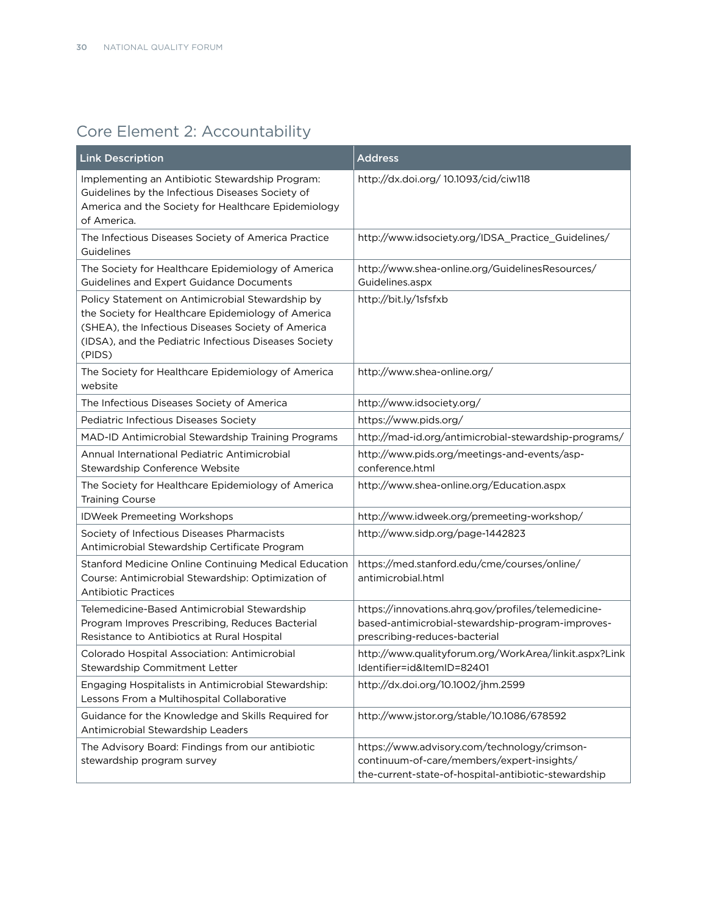## Core Element 2: Accountability

| Link Description | Address |
| --- | --- |
| Implementing an Antibiotic Stewardship Program: Guidelines by the Infectious Diseases Society of America and the Society for Healthcare Epidemiology of America. | http://dx.doi.org/ 10.1093/cid/ciw118 |
| The Infectious Diseases Society of America Practice Guidelines | http://www.idsociety.org/IDSA_Practice_Guidelines/ |
| The Society for Healthcare Epidemiology of America Guidelines and Expert Guidance Documents | http://www.shea-online.org/GuidelinesResources/Guidelines.aspx |
| Policy Statement on Antimicrobial Stewardship by the Society for Healthcare Epidemiology of America (SHEA), the Infectious Diseases Society of America (IDSA), and the Pediatric Infectious Diseases Society (PIDS) | http://bit.ly/1sfsfxb |
| The Society for Healthcare Epidemiology of America website | http://www.shea-online.org/ |
| The Infectious Diseases Society of America | http://www.idsociety.org/ |
| Pediatric Infectious Diseases Society | https://www.pids.org/ |
| MAD-ID Antimicrobial Stewardship Training Programs | http://mad-id.org/antimicrobial-stewardship-programs/ |
| Annual International Pediatric Antimicrobial Stewardship Conference Website | http://www.pids.org/meetings-and-events/asp-conference.html |
| The Society for Healthcare Epidemiology of America Training Course | http://www.shea-online.org/Education.aspx |
| IDWeek Premeeting Workshops | http://www.idweek.org/premeeting-workshop/ |
| Society of Infectious Diseases Pharmacists Antimicrobial Stewardship Certificate Program | http://www.sidp.org/page-1442823 |
| Stanford Medicine Online Continuing Medical Education Course: Antimicrobial Stewardship: Optimization of Antibiotic Practices | https://med.stanford.edu/cme/courses/online/antimicrobial.html |
| Telemedicine-Based Antimicrobial Stewardship Program Improves Prescribing, Reduces Bacterial Resistance to Antibiotics at Rural Hospital | https://innovations.ahrq.gov/profiles/telemedicine-based-antimicrobial-stewardship-program-improves-prescribing-reduces-bacterial |
| Colorado Hospital Association: Antimicrobial Stewardship Commitment Letter | http://www.qualityforum.org/WorkArea/linkit.aspx?LinkIdentifier=id&ItemID=82401 |
| Engaging Hospitalists in Antimicrobial Stewardship: Lessons From a Multihospital Collaborative | http://dx.doi.org/10.1002/jhm.2599 |
| Guidance for the Knowledge and Skills Required for Antimicrobial Stewardship Leaders | http://www.jstor.org/stable/10.1086/678592 |
| The Advisory Board: Findings from our antibiotic stewardship program survey | https://www.advisory.com/technology/crimson-continuum-of-care/members/expert-insights/the-current-state-of-hospital-antibiotic-stewardship |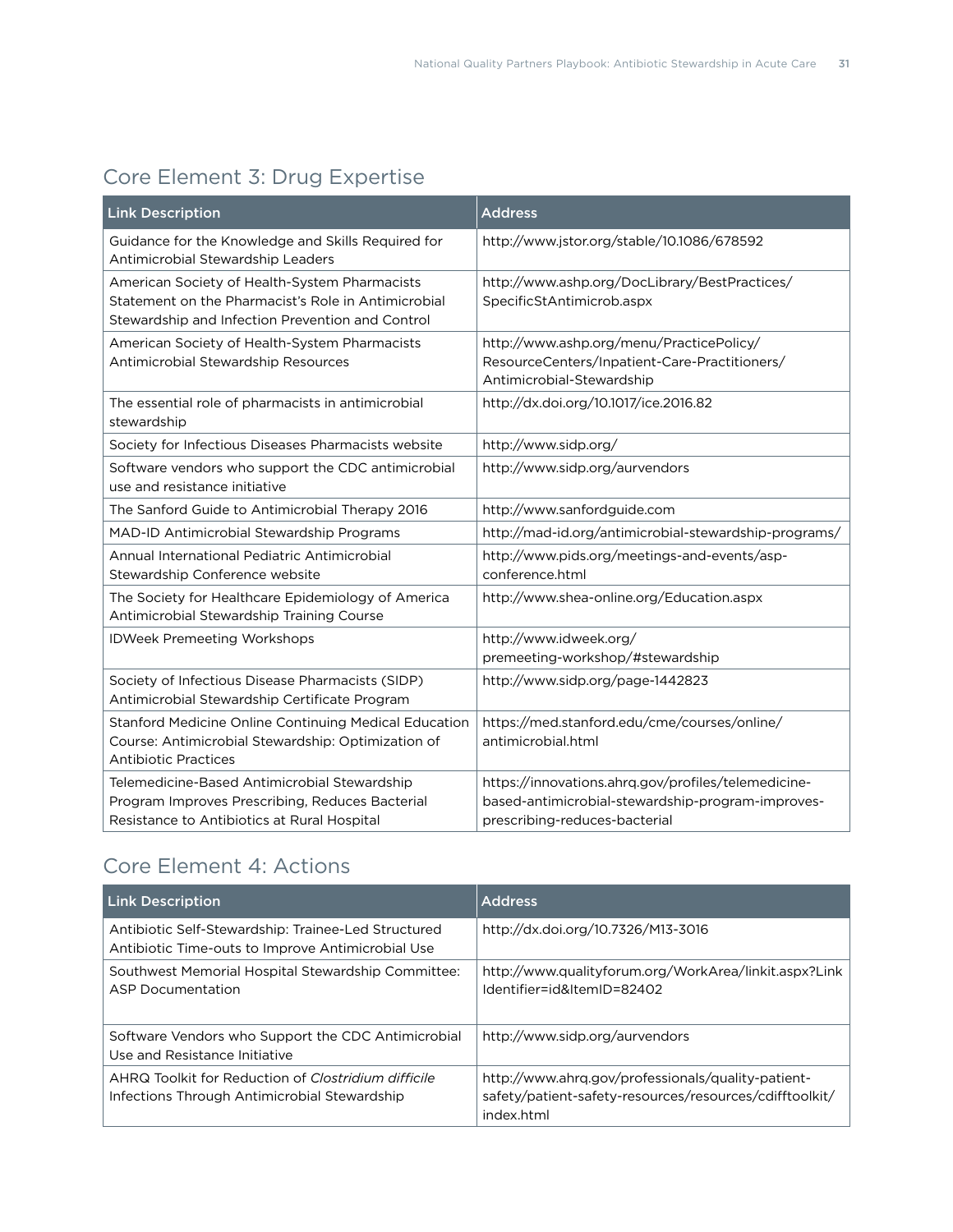## Core Element 3: Drug Expertise

| Link Description | Address |
| --- | --- |
| Guidance for the Knowledge and Skills Required for Antimicrobial Stewardship Leaders | http://www.jstor.org/stable/10.1086/678592 |
| American Society of Health-System Pharmacists Statement on the Pharmacist's Role in Antimicrobial Stewardship and Infection Prevention and Control | http://www.ashp.org/DocLibrary/BestPractices/SpecificStAntimicrob.aspx |
| American Society of Health-System Pharmacists Antimicrobial Stewardship Resources | http://www.ashp.org/menu/PracticePolicy/ResourceCenters/Inpatient-Care-Practitioners/Antimicrobial-Stewardship |
| The essential role of pharmacists in antimicrobial stewardship | http://dx.doi.org/10.1017/ice.2016.82 |
| Society for Infectious Diseases Pharmacists website | http://www.sidp.org/ |
| Software vendors who support the CDC antimicrobial use and resistance initiative | http://www.sidp.org/aurvendors |
| The Sanford Guide to Antimicrobial Therapy 2016 | http://www.sanfordguide.com |
| MAD-ID Antimicrobial Stewardship Programs | http://mad-id.org/antimicrobial-stewardship-programs/ |
| Annual International Pediatric Antimicrobial Stewardship Conference website | http://www.pids.org/meetings-and-events/asp-conference.html |
| The Society for Healthcare Epidemiology of America Antimicrobial Stewardship Training Course | http://www.shea-online.org/Education.aspx |
| IDWeek Premeeting Workshops | http://www.idweek.org/premeeting-workshop/#stewardship |
| Society of Infectious Disease Pharmacists (SIDP) Antimicrobial Stewardship Certificate Program | http://www.sidp.org/page-1442823 |
| Stanford Medicine Online Continuing Medical Education Course: Antimicrobial Stewardship: Optimization of Antibiotic Practices | https://med.stanford.edu/cme/courses/online/antimicrobial.html |
| Telemedicine-Based Antimicrobial Stewardship Program Improves Prescribing, Reduces Bacterial Resistance to Antibiotics at Rural Hospital | https://innovations.ahrq.gov/profiles/telemedicine-based-antimicrobial-stewardship-program-improves-prescribing-reduces-bacterial |

## Core Element 4: Actions

| Link Description | Address |
| --- | --- |
| Antibiotic Self-Stewardship: Trainee-Led Structured Antibiotic Time-outs to Improve Antimicrobial Use | http://dx.doi.org/10.7326/M13-3016 |
| Southwest Memorial Hospital Stewardship Committee: ASP Documentation | http://www.qualityforum.org/WorkArea/linkit.aspx?LinkIdentifier=id&ItemID=82402 |
| Software Vendors who Support the CDC Antimicrobial Use and Resistance Initiative | http://www.sidp.org/aurvendors |
| AHRQ Toolkit for Reduction of *Clostridium difficile* Infections Through Antimicrobial Stewardship | http://www.ahrq.gov/professionals/quality-patient-safety/patient-safety-resources/resources/cdifftoolkit/index.html |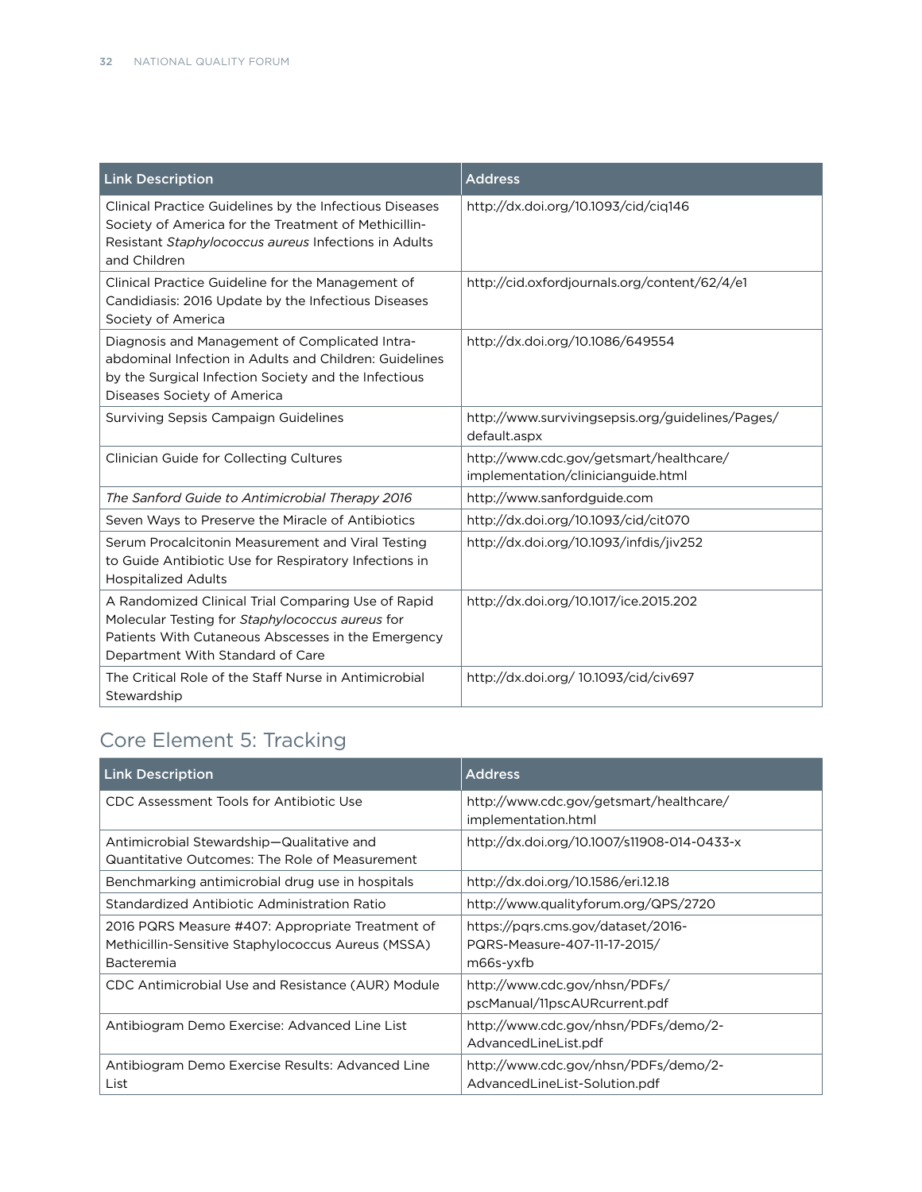| Link Description | Address |
| --- | --- |
| Clinical Practice Guidelines by the Infectious Diseases Society of America for the Treatment of Methicillin-Resistant *Staphylococcus aureus* Infections in Adults and Children | http://dx.doi.org/10.1093/cid/ciq146 |
| Clinical Practice Guideline for the Management of Candidiasis: 2016 Update by the Infectious Diseases Society of America | http://cid.oxfordjournals.org/content/62/4/e1 |
| Diagnosis and Management of Complicated Intra-abdominal Infection in Adults and Children: Guidelines by the Surgical Infection Society and the Infectious Diseases Society of America | http://dx.doi.org/10.1086/649554 |
| Surviving Sepsis Campaign Guidelines | http://www.survivingsepsis.org/guidelines/Pages/default.aspx |
| Clinician Guide for Collecting Cultures | http://www.cdc.gov/getsmart/healthcare/implementation/clinicianguide.html |
| *The Sanford Guide to Antimicrobial Therapy 2016* | http://www.sanfordguide.com |
| Seven Ways to Preserve the Miracle of Antibiotics | http://dx.doi.org/10.1093/cid/cit070 |
| Serum Procalcitonin Measurement and Viral Testing to Guide Antibiotic Use for Respiratory Infections in Hospitalized Adults | http://dx.doi.org/10.1093/infdis/jiv252 |
| A Randomized Clinical Trial Comparing Use of Rapid Molecular Testing for *Staphylococcus aureus* for Patients With Cutaneous Abscesses in the Emergency Department With Standard of Care | http://dx.doi.org/10.1017/ice.2015.202 |
| The Critical Role of the Staff Nurse in Antimicrobial Stewardship | http://dx.doi.org/ 10.1093/cid/civ697 |

## Core Element 5: Tracking

| Link Description | Address |
| --- | --- |
| CDC Assessment Tools for Antibiotic Use | http://www.cdc.gov/getsmart/healthcare/implementation.html |
| Antimicrobial Stewardship—Qualitative and Quantitative Outcomes: The Role of Measurement | http://dx.doi.org/10.1007/s11908-014-0433-x |
| Benchmarking antimicrobial drug use in hospitals | http://dx.doi.org/10.1586/eri.12.18 |
| Standardized Antibiotic Administration Ratio | http://www.qualityforum.org/QPS/2720 |
| 2016 PQRS Measure #407: Appropriate Treatment of Methicillin-Sensitive Staphylococcus Aureus (MSSA) Bacteremia | https://pqrs.cms.gov/dataset/2016-PQRS-Measure-407-11-17-2015/m66s-yxfb |
| CDC Antimicrobial Use and Resistance (AUR) Module | http://www.cdc.gov/nhsn/PDFs/pscManual/11pscAURcurrent.pdf |
| Antibiogram Demo Exercise: Advanced Line List | http://www.cdc.gov/nhsn/PDFs/demo/2-AdvancedLineList.pdf |
| Antibiogram Demo Exercise Results: Advanced Line List | http://www.cdc.gov/nhsn/PDFs/demo/2-AdvancedLineList-Solution.pdf |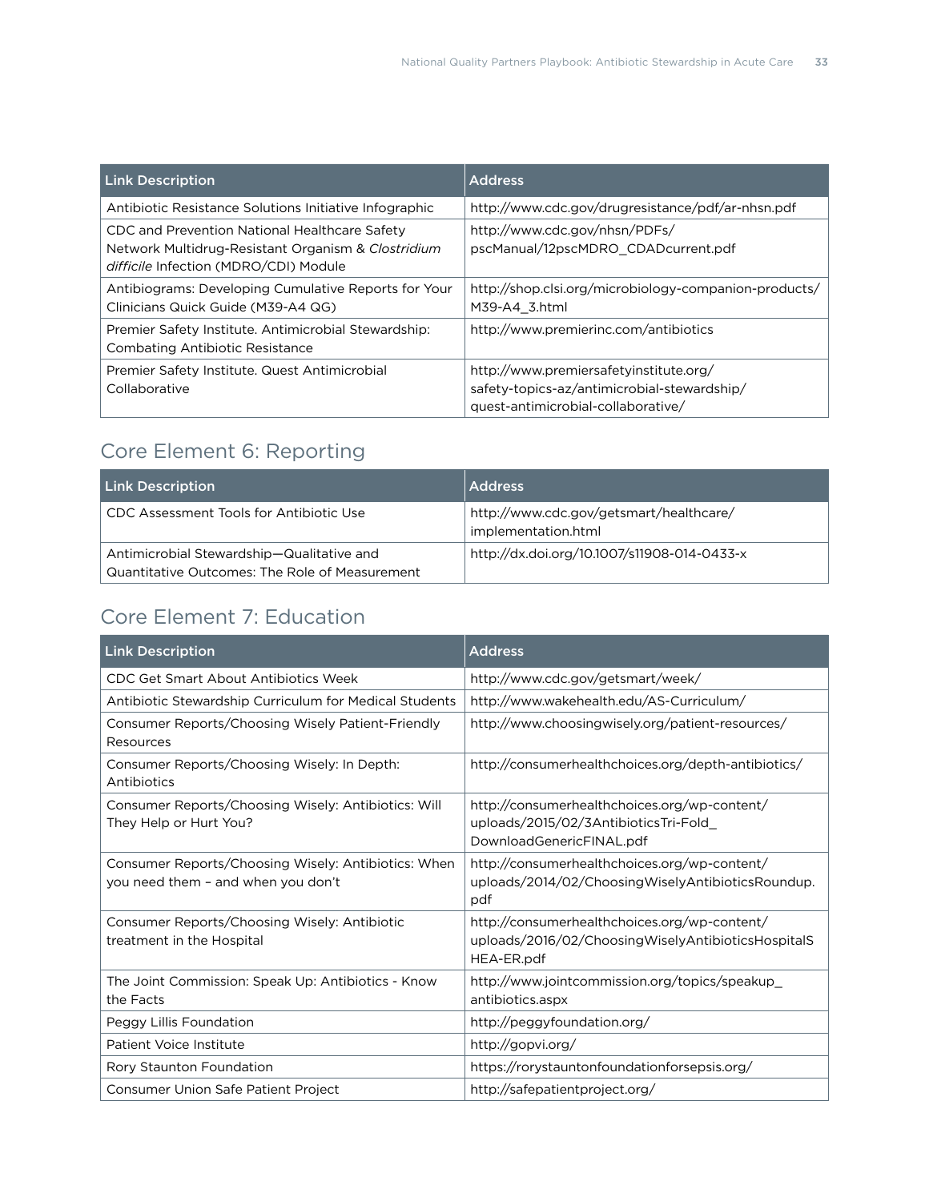| Link Description | Address |
|---|---|
| Antibiotic Resistance Solutions Initiative Infographic | http://www.cdc.gov/drugresistance/pdf/ar-nhsn.pdf |
| CDC and Prevention National Healthcare Safety Network Multidrug-Resistant Organism & *Clostridium difficile* Infection (MDRO/CDI) Module | http://www.cdc.gov/nhsn/PDFs/pscManual/12pscMDRO_CDADcurrent.pdf |
| Antibiograms: Developing Cumulative Reports for Your Clinicians Quick Guide (M39-A4 QG) | http://shop.clsi.org/microbiology-companion-products/M39-A4_3.html |
| Premier Safety Institute. Antimicrobial Stewardship: Combating Antibiotic Resistance | http://www.premierinc.com/antibiotics |
| Premier Safety Institute. Quest Antimicrobial Collaborative | http://www.premiersafetyinstitute.org/safety-topics-az/antimicrobial-stewardship/quest-antimicrobial-collaborative/ |

## Core Element 6: Reporting

| Link Description | Address |
|---|---|
| CDC Assessment Tools for Antibiotic Use | http://www.cdc.gov/getsmart/healthcare/implementation.html |
| Antimicrobial Stewardship—Qualitative and Quantitative Outcomes: The Role of Measurement | http://dx.doi.org/10.1007/s11908-014-0433-x |

## Core Element 7: Education

| Link Description | Address |
|---|---|
| CDC Get Smart About Antibiotics Week | http://www.cdc.gov/getsmart/week/ |
| Antibiotic Stewardship Curriculum for Medical Students | http://www.wakehealth.edu/AS-Curriculum/ |
| Consumer Reports/Choosing Wisely Patient-Friendly Resources | http://www.choosingwisely.org/patient-resources/ |
| Consumer Reports/Choosing Wisely: In Depth: Antibiotics | http://consumerhealthchoices.org/depth-antibiotics/ |
| Consumer Reports/Choosing Wisely: Antibiotics: Will They Help or Hurt You? | http://consumerhealthchoices.org/wp-content/uploads/2015/02/3AntibioticsTri-Fold_DownloadGenericFINAL.pdf |
| Consumer Reports/Choosing Wisely: Antibiotics: When you need them – and when you don't | http://consumerhealthchoices.org/wp-content/uploads/2014/02/ChoosingWiselyAntibioticsRoundup.pdf |
| Consumer Reports/Choosing Wisely: Antibiotic treatment in the Hospital | http://consumerhealthchoices.org/wp-content/uploads/2016/02/ChoosingWiselyAntibioticsHospitalSHEA-ER.pdf |
| The Joint Commission: Speak Up: Antibiotics - Know the Facts | http://www.jointcommission.org/topics/speakup_antibiotics.aspx |
| Peggy Lillis Foundation | http://peggyfoundation.org/ |
| Patient Voice Institute | http://gopvi.org/ |
| Rory Staunton Foundation | https://rorystauntonfoundationforsepsis.org/ |
| Consumer Union Safe Patient Project | http://safepatientproject.org/ |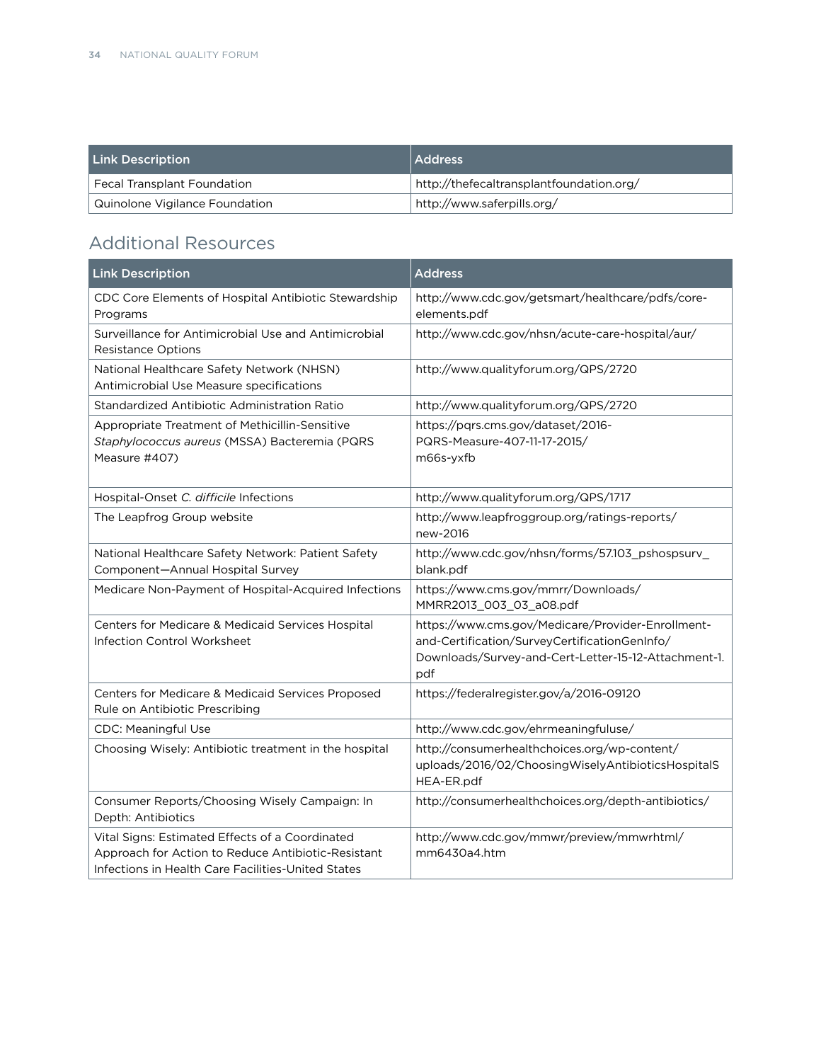| Link Description | Address |
| --- | --- |
| Fecal Transplant Foundation | http://thefecaltransplantfoundation.org/ |
| Quinolone Vigilance Foundation | http://www.saferpills.org/ |

## Additional Resources

| Link Description | Address |
| --- | --- |
| CDC Core Elements of Hospital Antibiotic Stewardship Programs | http://www.cdc.gov/getsmart/healthcare/pdfs/core-elements.pdf |
| Surveillance for Antimicrobial Use and Antimicrobial Resistance Options | http://www.cdc.gov/nhsn/acute-care-hospital/aur/ |
| National Healthcare Safety Network (NHSN) Antimicrobial Use Measure specifications | http://www.qualityforum.org/QPS/2720 |
| Standardized Antibiotic Administration Ratio | http://www.qualityforum.org/QPS/2720 |
| Appropriate Treatment of Methicillin-Sensitive *Staphylococcus aureus* (MSSA) Bacteremia (PQRS Measure #407) | https://pqrs.cms.gov/dataset/2016-PQRS-Measure-407-11-17-2015/m66s-yxfb |
| Hospital-Onset *C. difficile* Infections | http://www.qualityforum.org/QPS/1717 |
| The Leapfrog Group website | http://www.leapfroggroup.org/ratings-reports/new-2016 |
| National Healthcare Safety Network: Patient Safety Component—Annual Hospital Survey | http://www.cdc.gov/nhsn/forms/57.103_pshospsurv_blank.pdf |
| Medicare Non-Payment of Hospital-Acquired Infections | https://www.cms.gov/mmrr/Downloads/MMRR2013_003_03_a08.pdf |
| Centers for Medicare & Medicaid Services Hospital Infection Control Worksheet | https://www.cms.gov/Medicare/Provider-Enrollment-and-Certification/SurveyCertificationGenInfo/Downloads/Survey-and-Cert-Letter-15-12-Attachment-1.pdf |
| Centers for Medicare & Medicaid Services Proposed Rule on Antibiotic Prescribing | https://federalregister.gov/a/2016-09120 |
| CDC: Meaningful Use | http://www.cdc.gov/ehrmeaningfuluse/ |
| Choosing Wisely: Antibiotic treatment in the hospital | http://consumerhealthchoices.org/wp-content/uploads/2016/02/ChoosingWiselyAntibioticsHospitalSHEA-ER.pdf |
| Consumer Reports/Choosing Wisely Campaign: In Depth: Antibiotics | http://consumerhealthchoices.org/depth-antibiotics/ |
| Vital Signs: Estimated Effects of a Coordinated Approach for Action to Reduce Antibiotic-Resistant Infections in Health Care Facilities-United States | http://www.cdc.gov/mmwr/preview/mmwrhtml/mm6430a4.htm |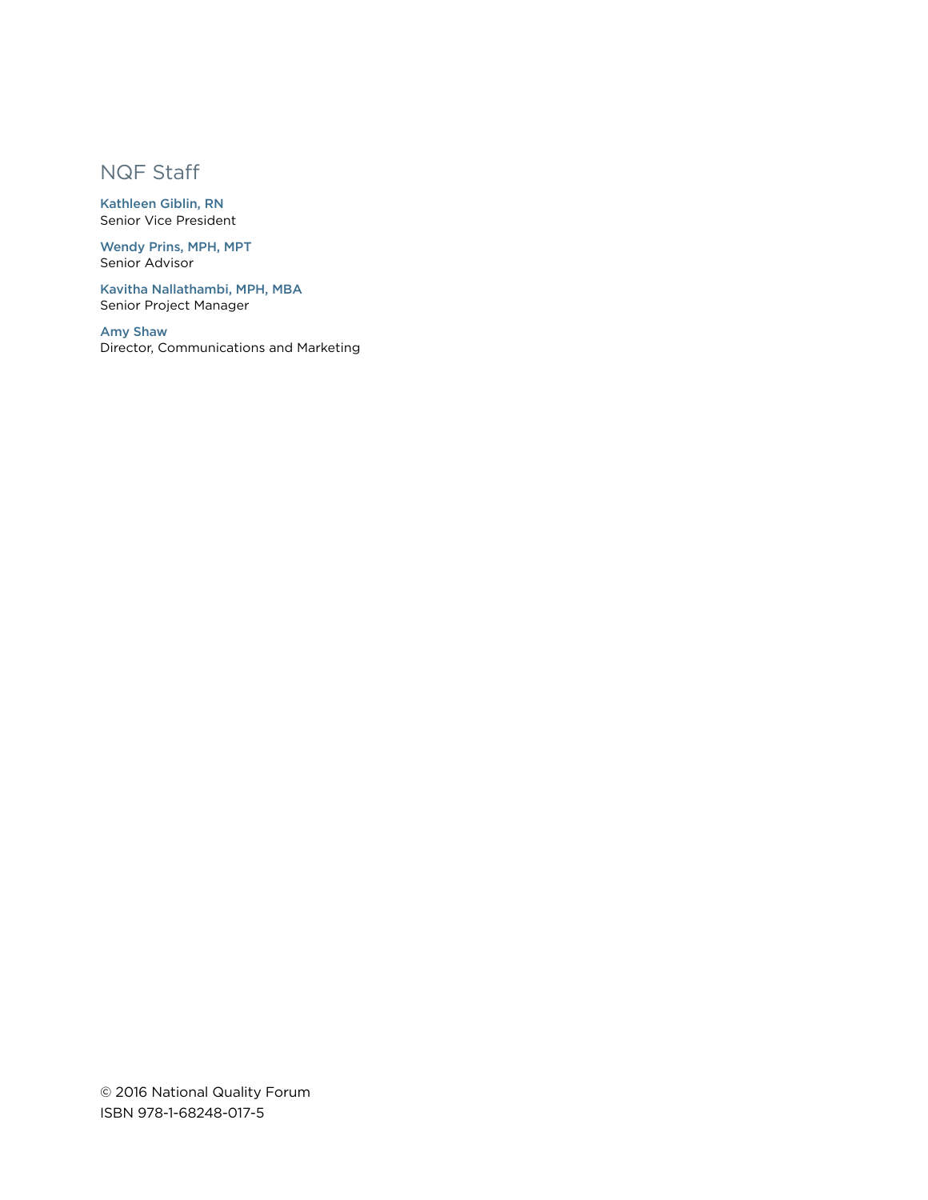## NQF Staff

**Kathleen Giblin, RN**
Senior Vice President

**Wendy Prins, MPH, MPT**
Senior Advisor

**Kavitha Nallathambi, MPH, MBA**
Senior Project Manager

**Amy Shaw**
Director, Communications and Marketing

© 2016 National Quality Forum
ISBN 978-1-68248-017-5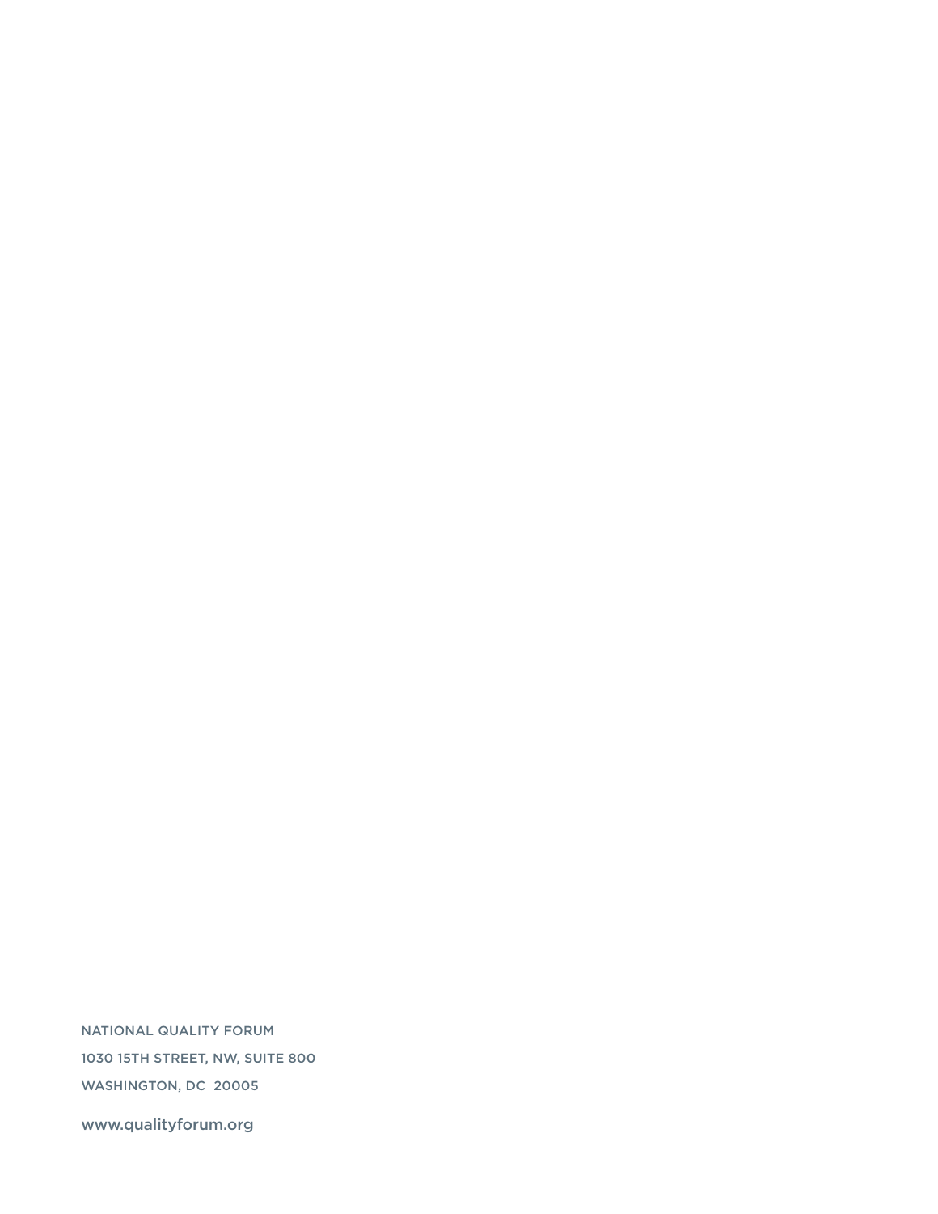NATIONAL QUALITY FORUM

1030 15TH STREET, NW, SUITE 800

WASHINGTON, DC 20005

www.qualityforum.org